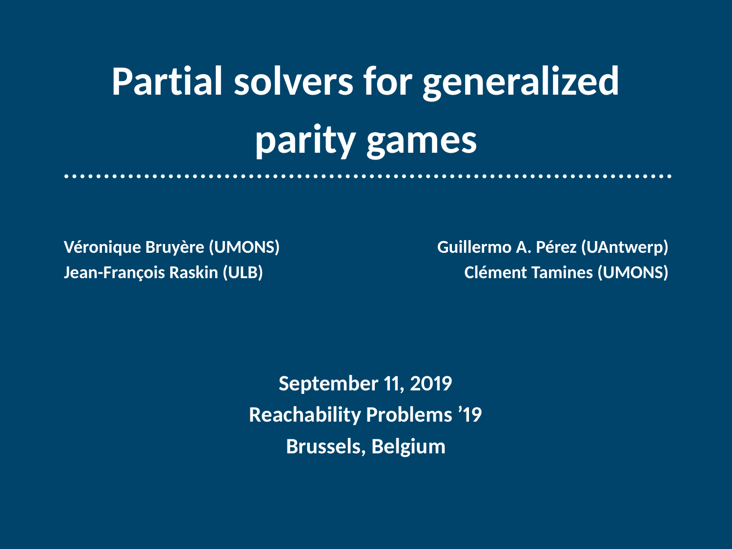# Partial solvers for generalized parity games

**Véronique Bruyère (UMONS)**
**Jean-François Raskin (ULB)**

**Guillermo A. Pérez (UAntwerp)**
**Clément Tamines (UMONS)**

**September 11, 2019**
**Reachability Problems ’19**
**Brussels, Belgium**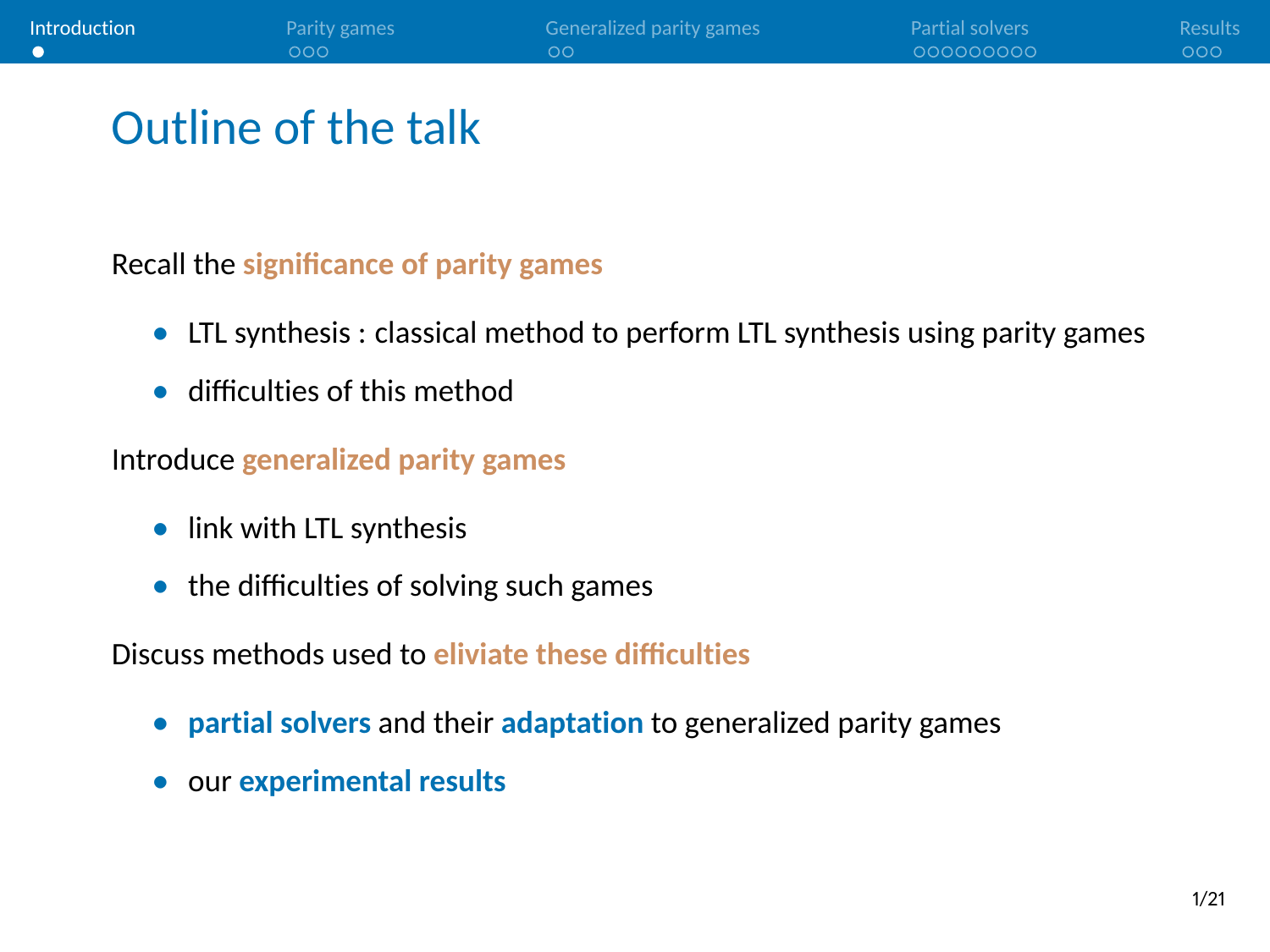# Outline of the talk

Recall the **significance of parity games**

- LTL synthesis : classical method to perform LTL synthesis using parity games
- difficulties of this method

Introduce **generalized parity games**

- link with LTL synthesis
- the difficulties of solving such games

Discuss methods used to **eliviate these difficulties**

- **partial solvers** and their **adaptation** to generalized parity games
- our **experimental results**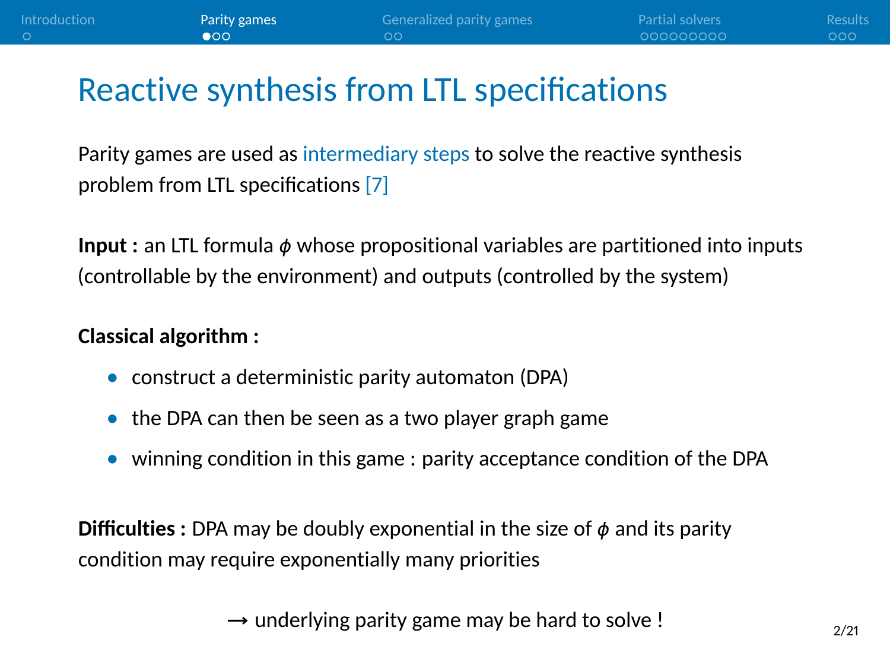# Reactive synthesis from LTL specifications

Parity games are used as intermediary steps to solve the reactive synthesis problem from LTL specifications [7]

**Input :** an LTL formula $\phi$ whose propositional variables are partitioned into inputs (controllable by the environment) and outputs (controlled by the system)

**Classical algorithm :**

- construct a deterministic parity automaton (DPA)
- the DPA can then be seen as a two player graph game
- winning condition in this game : parity acceptance condition of the DPA

**Difficulties :** DPA may be doubly exponential in the size of $\phi$ and its parity condition may require exponentially many priorities

$\longrightarrow$ underlying parity game may be hard to solve !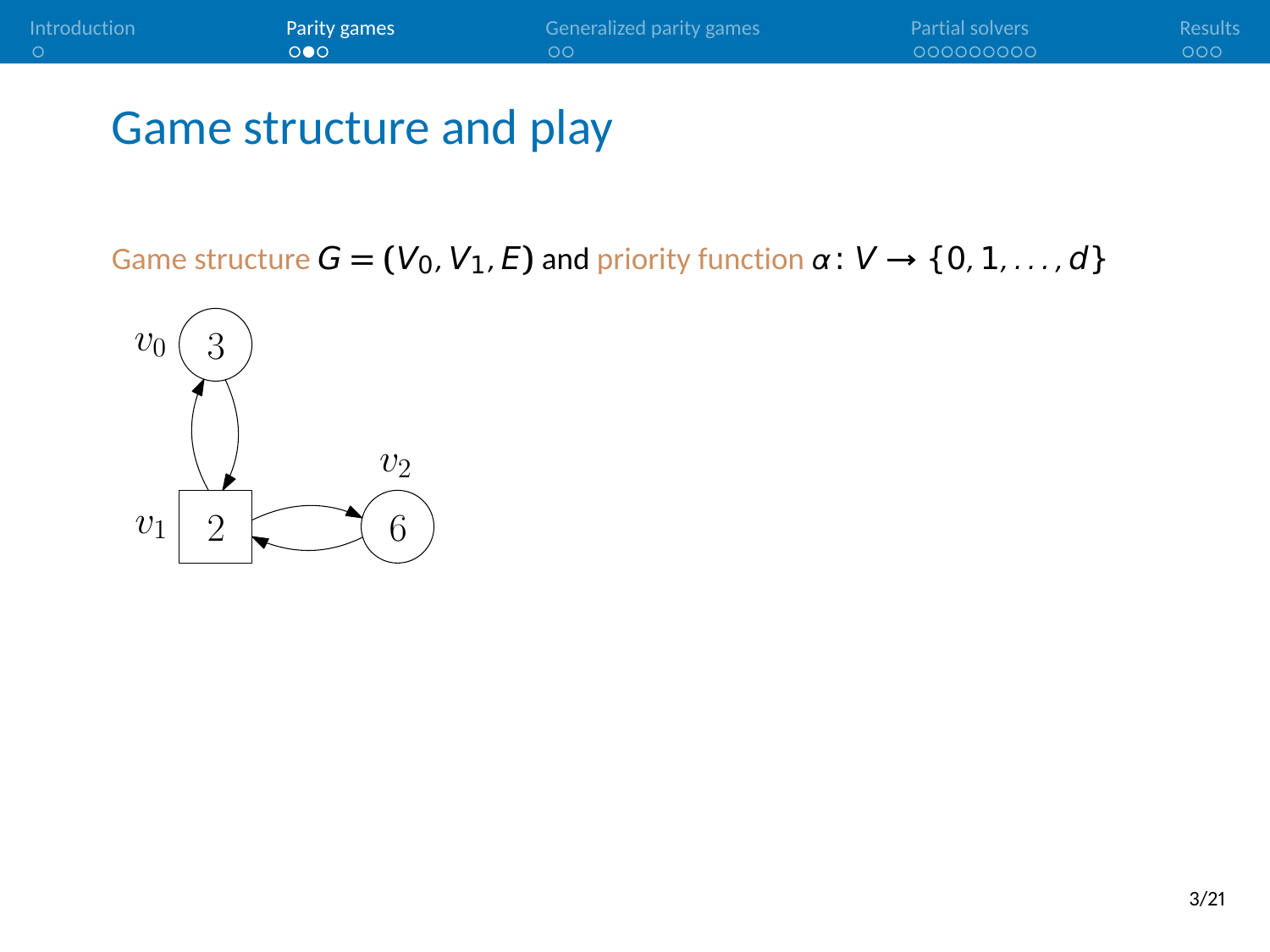# Game structure and play

Game structure $G = (V_0, V_1, E)$ and priority function $\alpha \colon V \to \{0, 1, \ldots, d\}$

$v_0$

3

$v_2$

$v_1$

2

6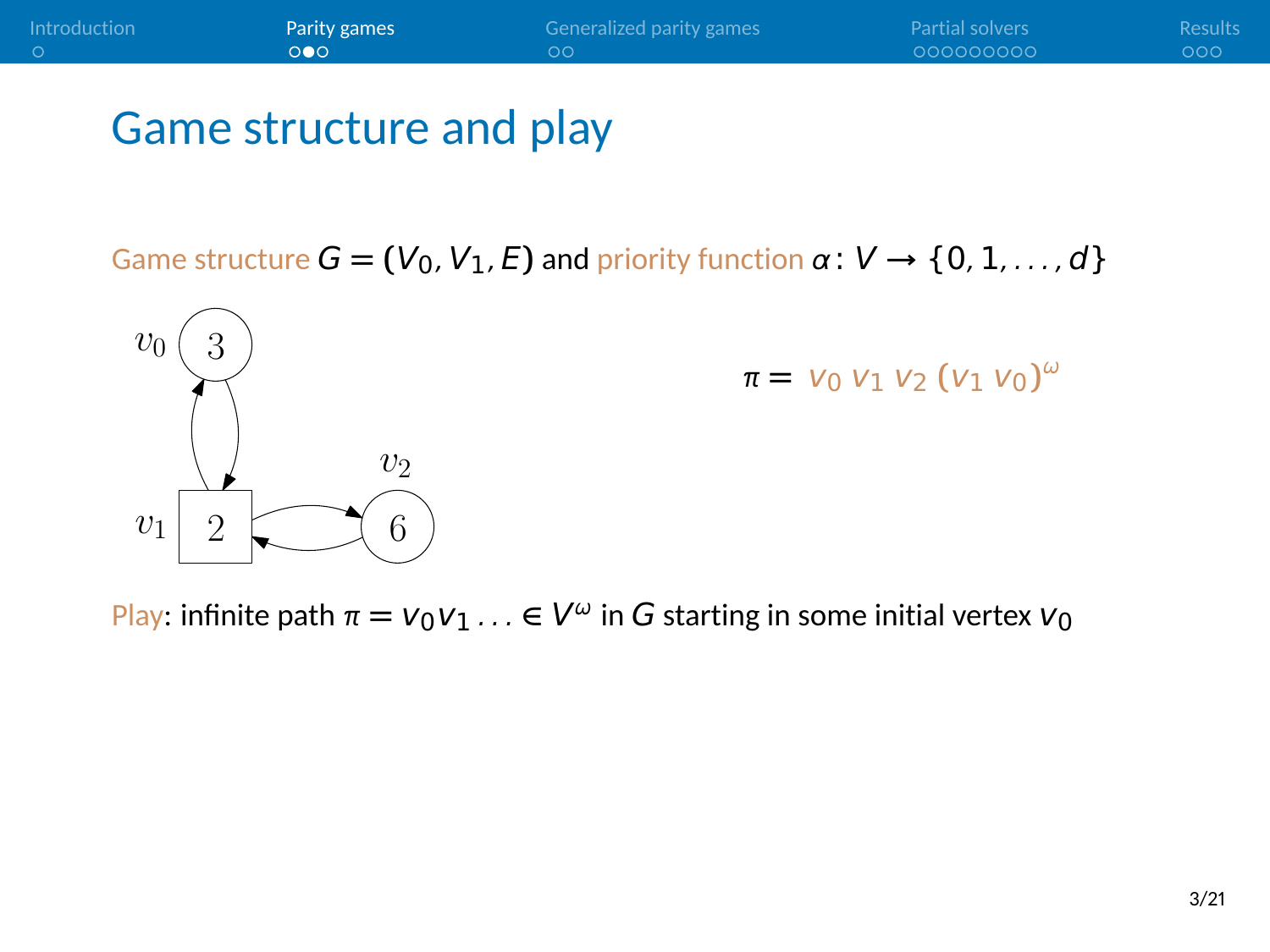# Game structure and play

Game structure $G = (V_0, V_1, E)$ and priority function $\alpha \colon V \to \{0, 1, \ldots, d\}$

$v_0$ 3

$v_2$

$v_1$ 2 6

$\pi = v_0\, v_1\, v_2\, (v_1\, v_0)^\omega$

Play: infinite path $\pi = v_0 v_1 \ldots \in V^\omega$ in $G$ starting in some initial vertex $v_0$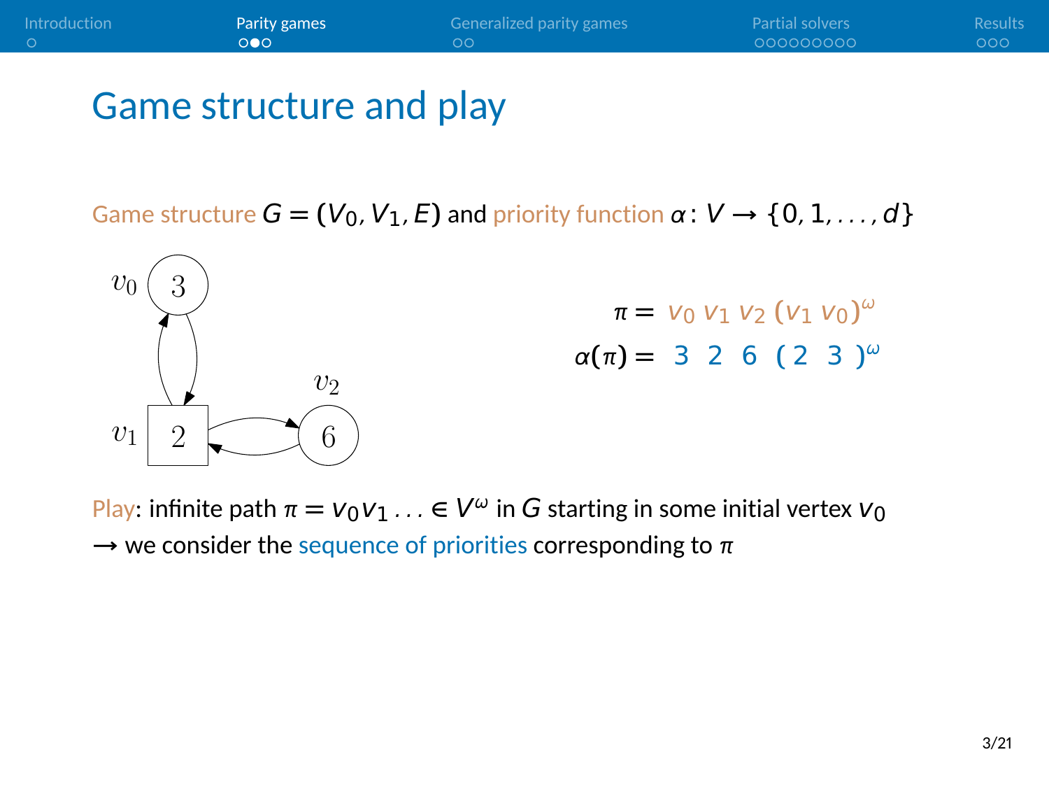# Game structure and play

Game structure $G = (V_0, V_1, E)$ and priority function $\alpha \colon V \to \{0, 1, \ldots, d\}$

$v_0$ 3

$v_1$ 2

$v_2$ 6

$$\pi = v_0\ v_1\ v_2\ (v_1\ v_0)^\omega$$

$$\alpha(\pi) = 3\ \ 2\ \ 6\ \ (\,2\ \ 3\,)^\omega$$

Play: infinite path $\pi = v_0 v_1 \ldots \in V^\omega$ in $G$ starting in some initial vertex $v_0$

$\to$ we consider the sequence of priorities corresponding to $\pi$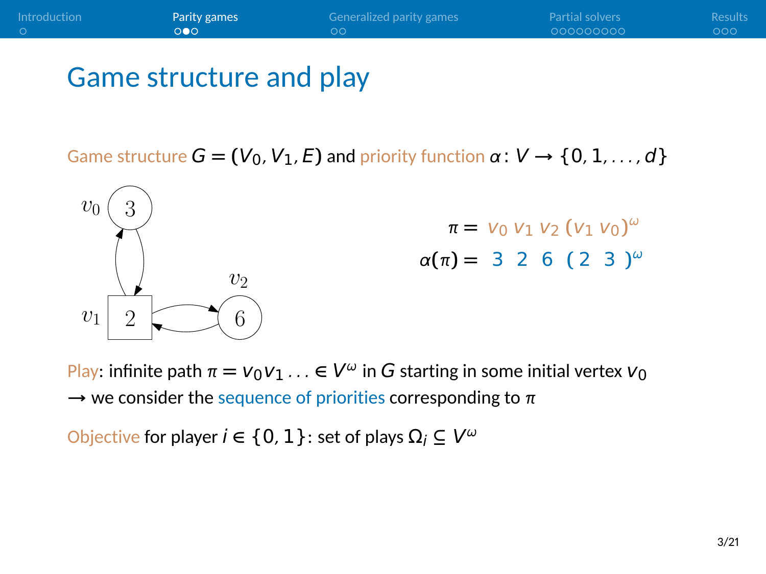# Game structure and play

Game structure $G = (V_0, V_1, E)$ and priority function $\alpha \colon V \to \{0, 1, \ldots, d\}$

$v_0$ 3

$v_1$ 2

$v_2$ 6

$$\pi = v_0 \; v_1 \; v_2 \; (v_1 \; v_0)^\omega$$

$$\alpha(\pi) = 3 \; 2 \; 6 \; (2 \; 3)^\omega$$

Play: infinite path $\pi = v_0 v_1 \ldots \in V^\omega$ in $G$ starting in some initial vertex $v_0$

$\rightarrow$ we consider the sequence of priorities corresponding to $\pi$

Objective for player $i \in \{0, 1\}$: set of plays $\Omega_i \subseteq V^\omega$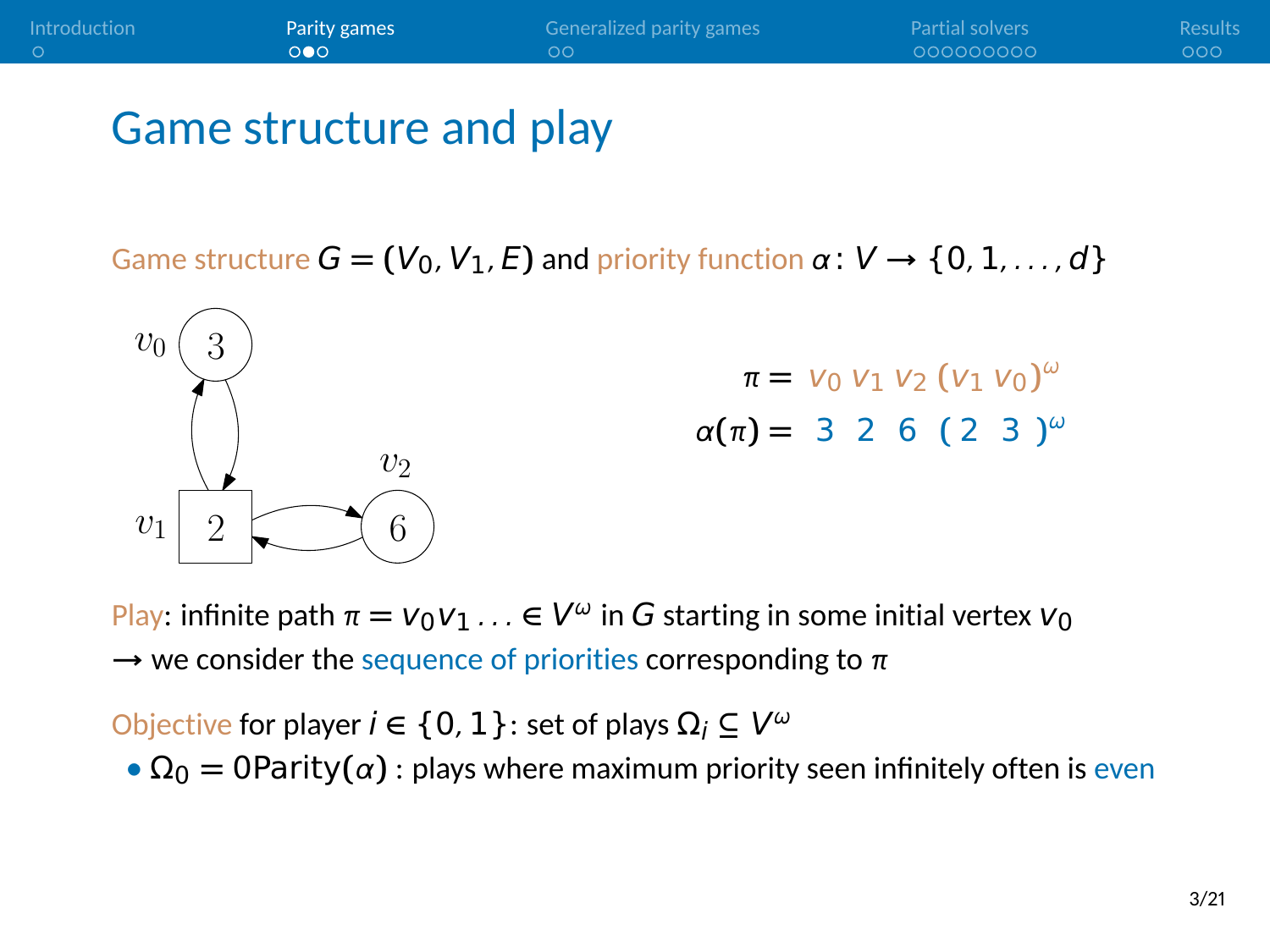# Game structure and play

Game structure $G = (V_0, V_1, E)$ and priority function $\alpha \colon V \to \{0, 1, \ldots, d\}$

$v_0$ 3

$v_1$ 2

$v_2$ 6

$$\pi = v_0 \; v_1 \; v_2 \; (v_1 \; v_0)^\omega$$

$$\alpha(\pi) = 3 \; 2 \; 6 \; (2 \; 3)^\omega$$

Play: infinite path $\pi = v_0 v_1 \ldots \in V^\omega$ in $G$ starting in some initial vertex $v_0$

→ we consider the sequence of priorities corresponding to $\pi$

Objective for player $i \in \{0, 1\}$: set of plays $\Omega_i \subseteq V^\omega$

- $\Omega_0 = \text{0Parity}(\alpha)$ : plays where maximum priority seen infinitely often is even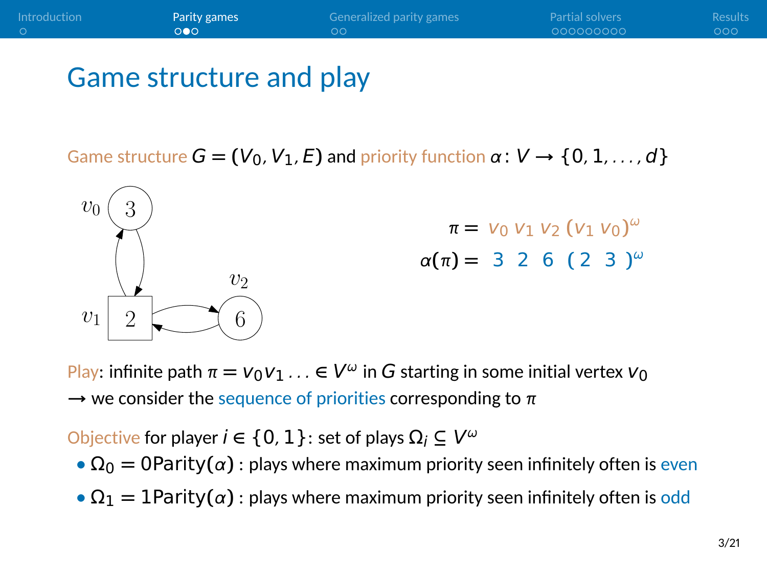# Game structure and play

Game structure $G = (V_0, V_1, E)$ and priority function $\alpha \colon V \to \{0, 1, \ldots, d\}$

$v_0$ 3

$v_1$ 2

$v_2$ 6

$$\pi = v_0 \; v_1 \; v_2 \; (v_1 \; v_0)^\omega$$

$$\alpha(\pi) = 3 \; 2 \; 6 \; (2 \; 3)^\omega$$

Play: infinite path $\pi = v_0 v_1 \ldots \in V^\omega$ in $G$ starting in some initial vertex $v_0$
→ we consider the sequence of priorities corresponding to $\pi$

Objective for player $i \in \{0, 1\}$: set of plays $\Omega_i \subseteq V^\omega$

- $\Omega_0 = \mathsf{0Parity}(\alpha)$ : plays where maximum priority seen infinitely often is even
- $\Omega_1 = \mathsf{1Parity}(\alpha)$ : plays where maximum priority seen infinitely often is odd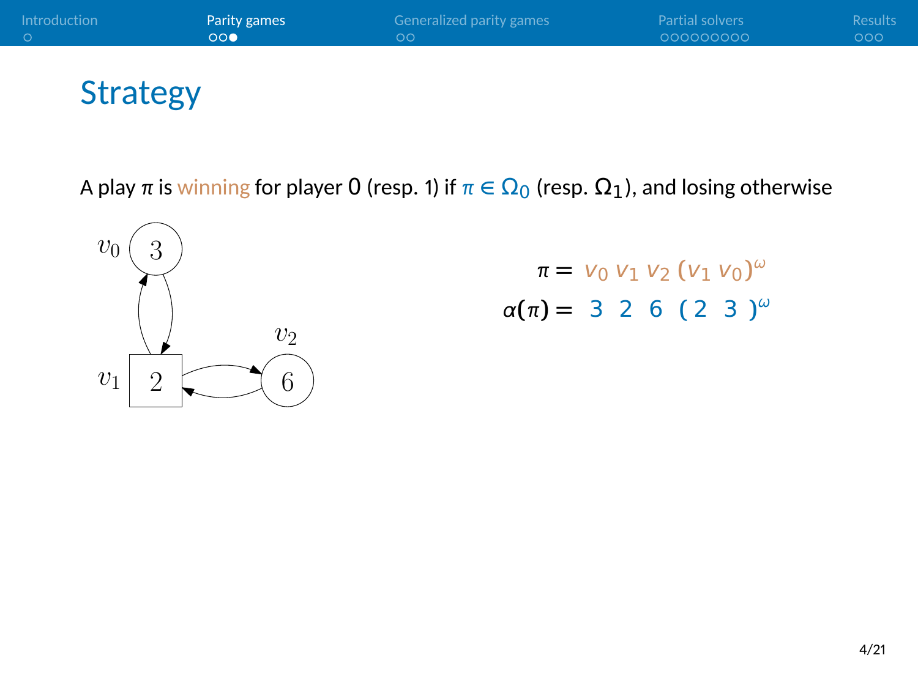# Strategy

A play $\pi$ is winning for player 0 (resp. 1) if $\pi \in \Omega_0$ (resp. $\Omega_1$), and losing otherwise

$v_0$ 3

$v_1$ 2

$v_2$ 6

$$\pi = v_0\ v_1\ v_2\ (v_1\ v_0)^\omega$$

$$\alpha(\pi) = 3\ 2\ 6\ (2\ 3)^\omega$$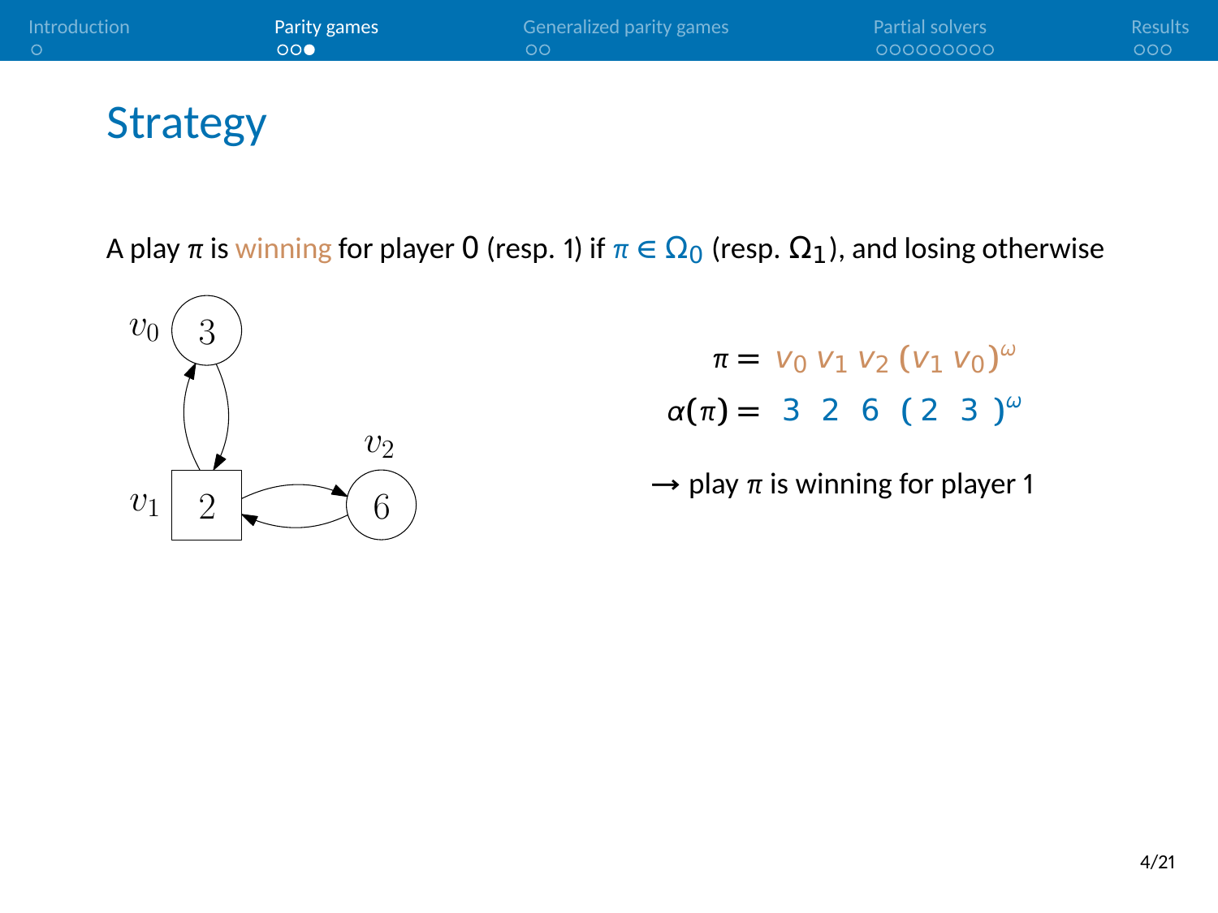# Strategy

A play $\pi$ is winning for player 0 (resp. 1) if $\pi \in \Omega_0$ (resp. $\Omega_1$), and losing otherwise

$v_0$ 3

$v_1$ 2

$v_2$ 6

$$\pi = \; v_0 \; v_1 \; v_2 \; (v_1 \; v_0)^\omega$$
$$\alpha(\pi) = \; 3 \;\; 2 \;\; 6 \;\; (\, 2 \;\; 3 \,)^\omega$$

→ play $\pi$ is winning for player 1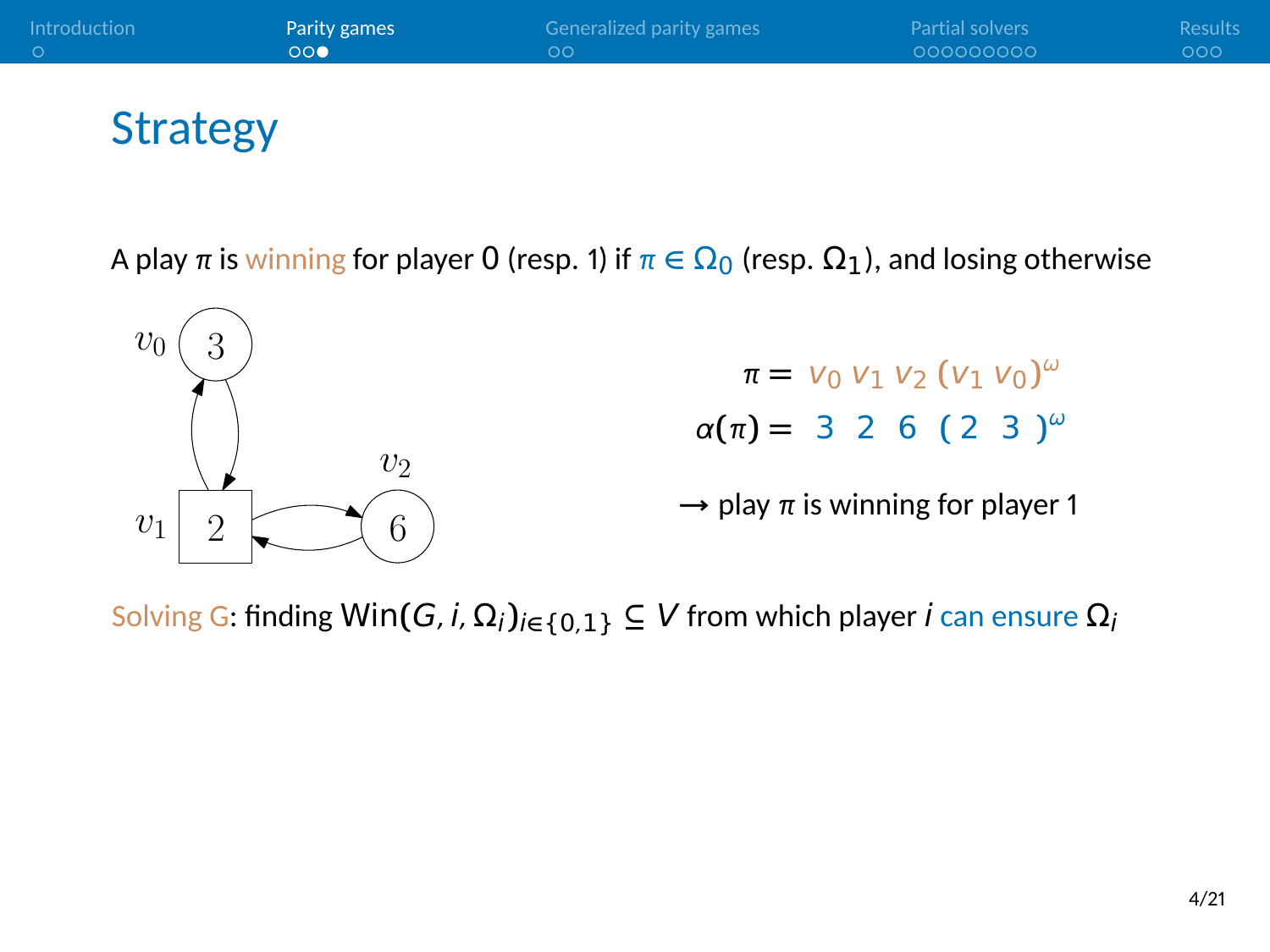# Strategy

A play $\pi$ is winning for player 0 (resp. 1) if $\pi \in \Omega_0$ (resp. $\Omega_1$), and losing otherwise

$$\pi = v_0 \, v_1 \, v_2 \, (v_1 \, v_0)^\omega$$
$$\alpha(\pi) = 3 \;\; 2 \;\; 6 \;\; (2 \;\; 3)^\omega$$

→ play $\pi$ is winning for player 1

Solving G: finding $\text{Win}(G, i, \Omega_i)_{i \in \{0,1\}} \subseteq V$ from which player $i$ can ensure $\Omega_i$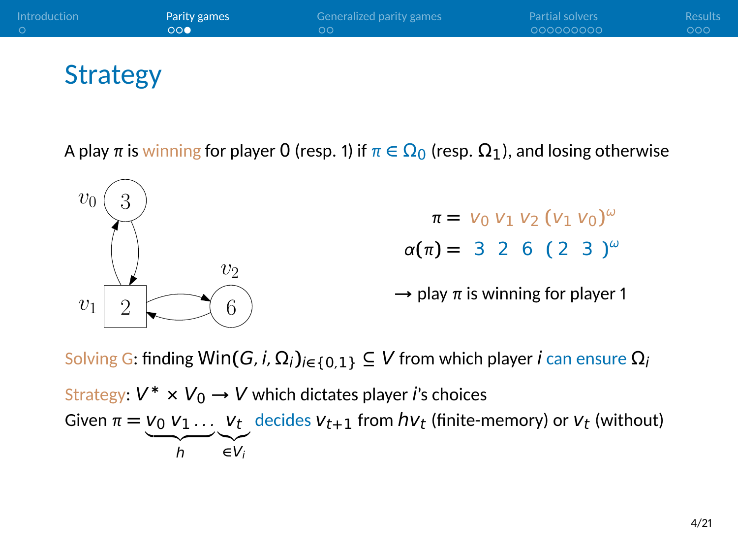# Strategy

A play $\pi$ is winning for player 0 (resp. 1) if $\pi \in \Omega_0$ (resp. $\Omega_1$), and losing otherwise

$v_0$ 3

$v_1$ 2

$v_2$ 6

$$\pi = v_0\ v_1\ v_2\ (v_1\ v_0)^\omega$$

$$\alpha(\pi) = 3\ 2\ 6\ (2\ 3)^\omega$$

→ play $\pi$ is winning for player 1

Solving G: finding $\text{Win}(G, i, \Omega_i)_{i \in \{0,1\}} \subseteq V$ from which player $i$ can ensure $\Omega_i$

Strategy: $V^* \times V_0 \rightarrow V$ which dictates player $i$'s choices

Given $\pi = \underbrace{v_0\ v_1 \ldots}_{h}\ \underbrace{v_t}_{\in V_i}$ decides $v_{t+1}$ from $hv_t$ (finite-memory) or $v_t$ (without)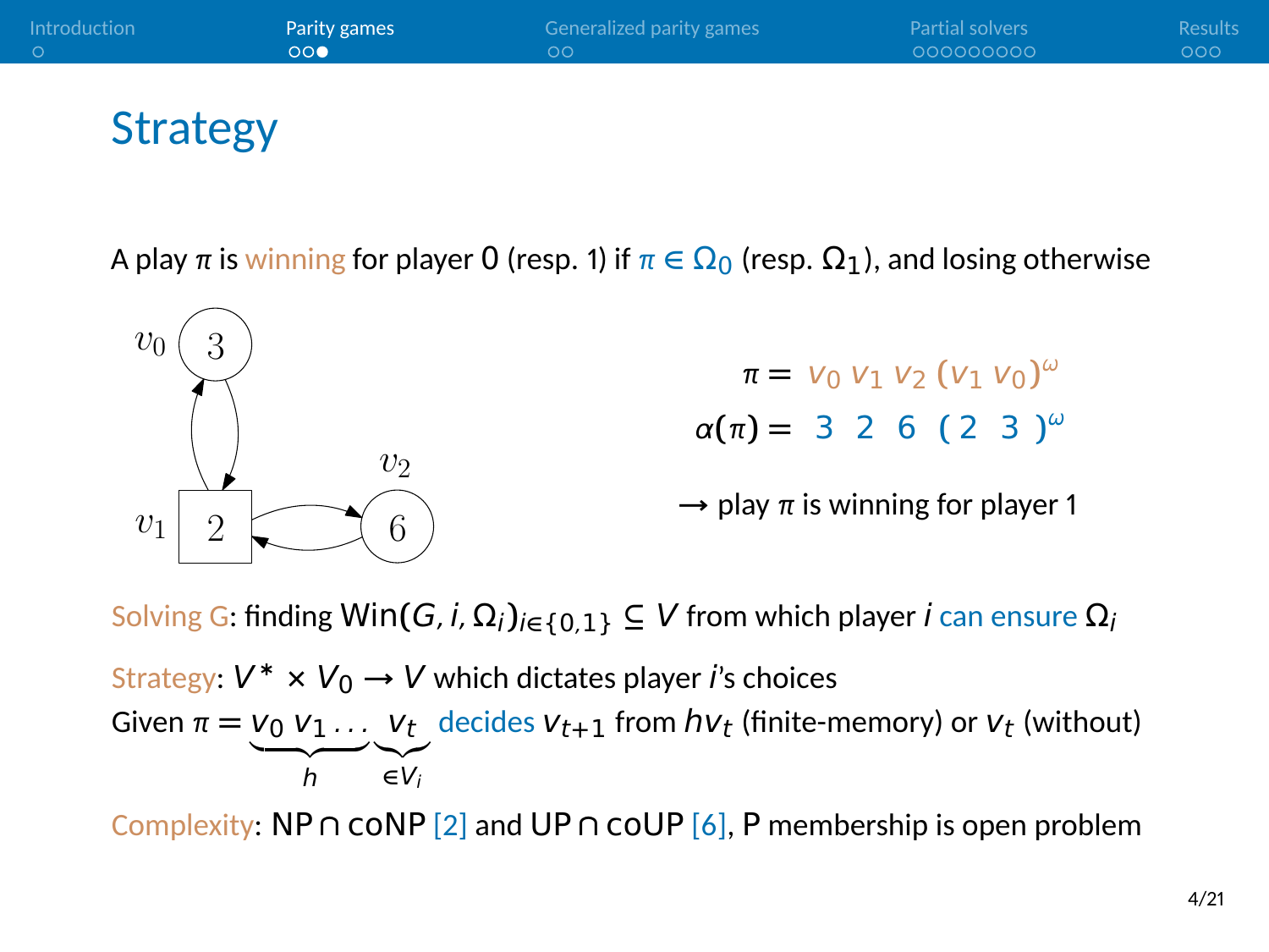# Strategy

A play $\pi$ is winning for player 0 (resp. 1) if $\pi \in \Omega_0$ (resp. $\Omega_1$), and losing otherwise

$v_0$ 3

$v_1$ 2

$v_2$ 6

$$\pi = v_0\, v_1\, v_2\, (v_1\, v_0)^\omega$$

$$\alpha(\pi) = 3\ 2\ 6\ (2\ 3)^\omega$$

→ play $\pi$ is winning for player 1

Solving G: finding $\text{Win}(G, i, \Omega_i)_{i \in \{0,1\}} \subseteq V$ from which player $i$ can ensure $\Omega_i$

Strategy: $V^* \times V_0 \to V$ which dictates player $i$'s choices

Given $\pi = \underbrace{v_0\, v_1 \ldots}_{h} \underbrace{v_t}_{\in V_i}$ decides $v_{t+1}$ from $hv_t$ (finite-memory) or $v_t$ (without)

Complexity: NP ∩ coNP [2] and UP ∩ coUP [6], P membership is open problem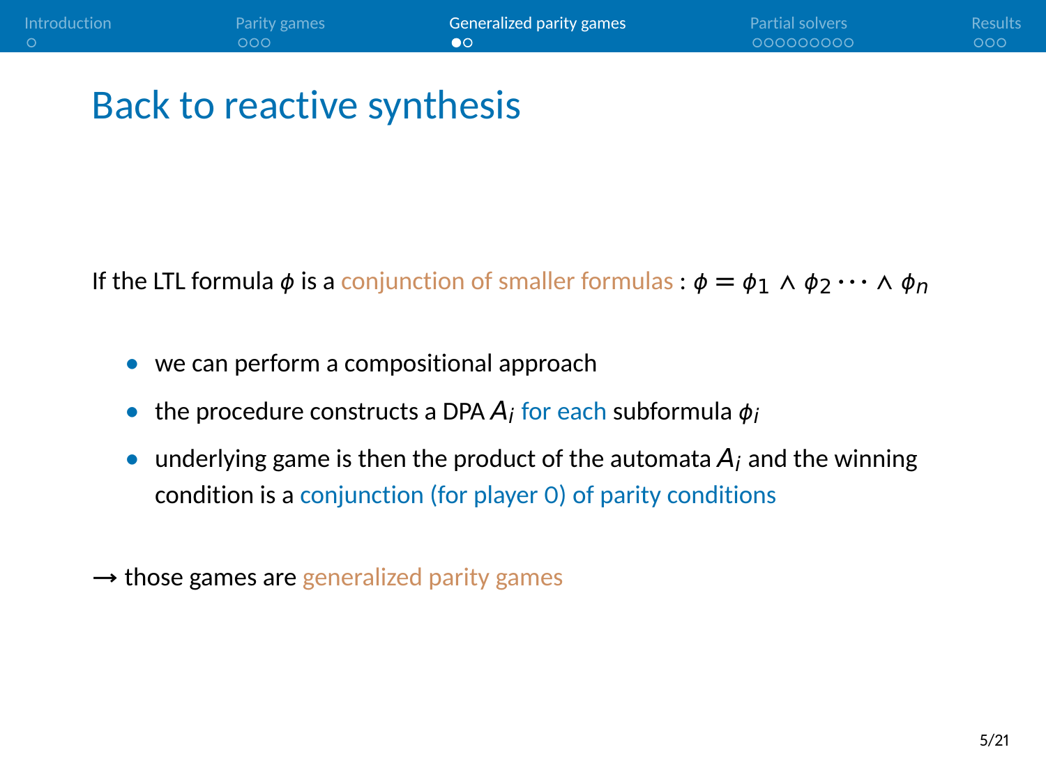# Back to reactive synthesis

If the LTL formula $\phi$ is a conjunction of smaller formulas : $\phi = \phi_1 \wedge \phi_2 \cdots \wedge \phi_n$

- we can perform a compositional approach
- the procedure constructs a DPA $A_i$ for each subformula $\phi_i$
- underlying game is then the product of the automata $A_i$ and the winning condition is a conjunction (for player 0) of parity conditions

→ those games are generalized parity games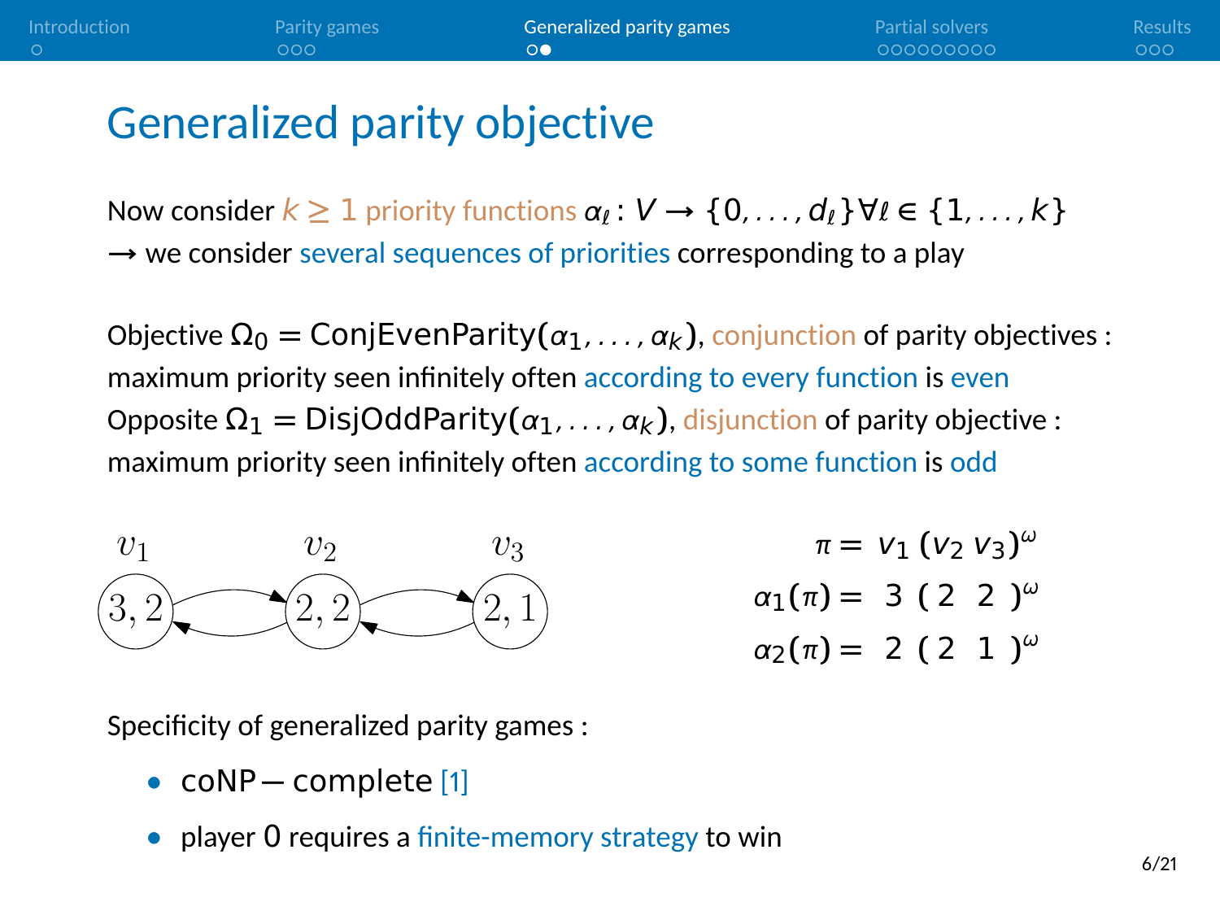# Generalized parity objective

Now consider $k \geq 1$ priority functions $\alpha_\ell : V \to \{0, \ldots, d_\ell\} \forall \ell \in \{1, \ldots, k\}$
→ we consider several sequences of priorities corresponding to a play

Objective $\Omega_0 = \text{ConjEvenParity}(\alpha_1, \ldots, \alpha_k)$, conjunction of parity objectives : maximum priority seen infinitely often according to every function is even
Opposite $\Omega_1 = \text{DisjOddParity}(\alpha_1, \ldots, \alpha_k)$, disjunction of parity objective : maximum priority seen infinitely often according to some function is odd

$v_1$ $v_2$ $v_3$

$3, 2$ $2, 2$ $2, 1$

$$\pi = v_1 \, (v_2 \, v_3)^\omega$$
$$\alpha_1(\pi) = 3 \; (2 \;\; 2)^\omega$$
$$\alpha_2(\pi) = 2 \; (2 \;\; 1)^\omega$$

Specificity of generalized parity games :

- coNP − complete [1]
- player 0 requires a finite-memory strategy to win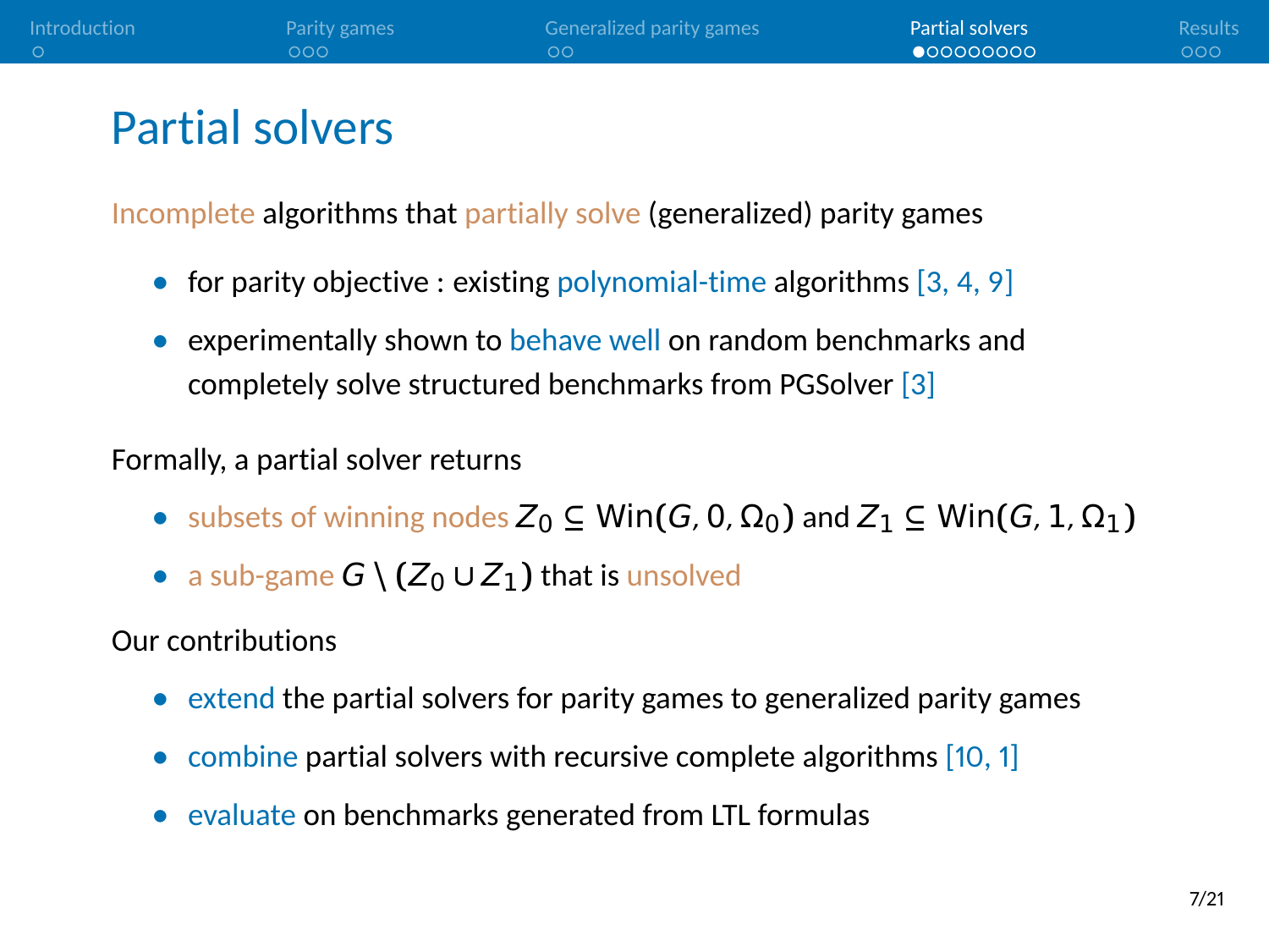# Partial solvers

Incomplete algorithms that partially solve (generalized) parity games

- for parity objective : existing polynomial-time algorithms [3, 4, 9]
- experimentally shown to behave well on random benchmarks and completely solve structured benchmarks from PGSolver [3]

Formally, a partial solver returns

- subsets of winning nodes $Z_0 \subseteq \text{Win}(G, 0, \Omega_0)$ and $Z_1 \subseteq \text{Win}(G, 1, \Omega_1)$
- a sub-game $G \setminus (Z_0 \cup Z_1)$ that is unsolved

Our contributions

- extend the partial solvers for parity games to generalized parity games
- combine partial solvers with recursive complete algorithms [10, 1]
- evaluate on benchmarks generated from LTL formulas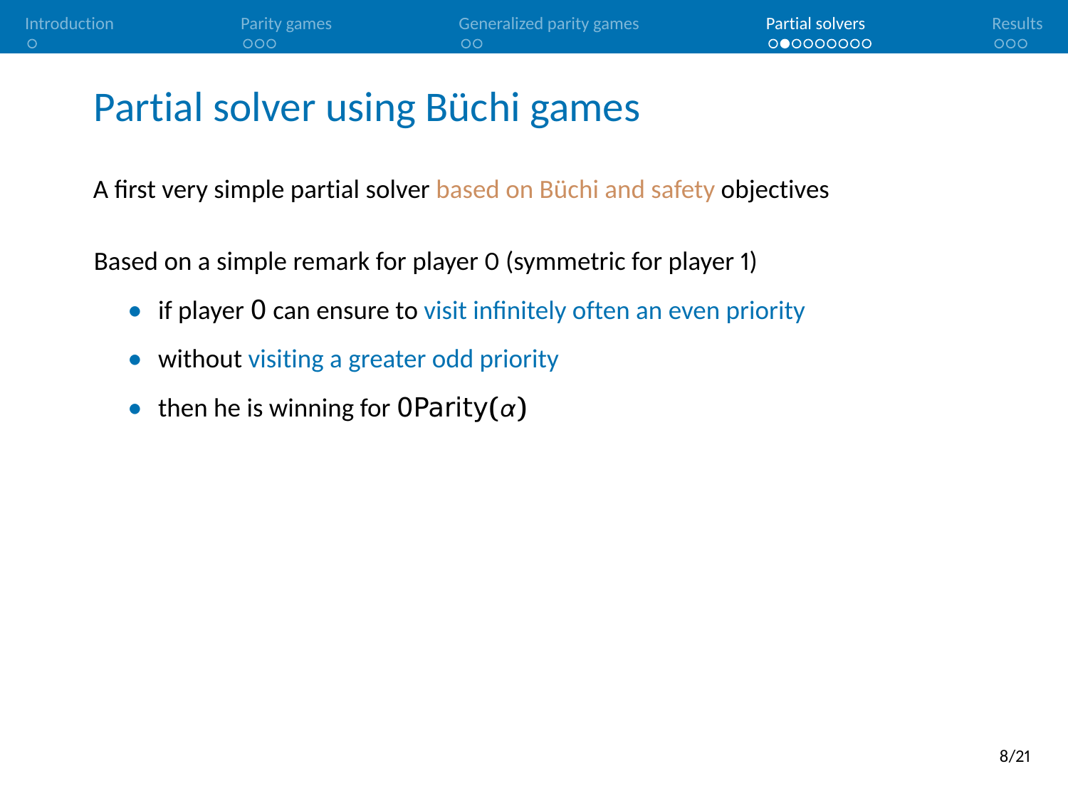# Partial solver using Büchi games

A first very simple partial solver based on Büchi and safety objectives

Based on a simple remark for player 0 (symmetric for player 1)

- if player 0 can ensure to visit infinitely often an even priority
- without visiting a greater odd priority
- then he is winning for $0\mathsf{Parity}(\alpha)$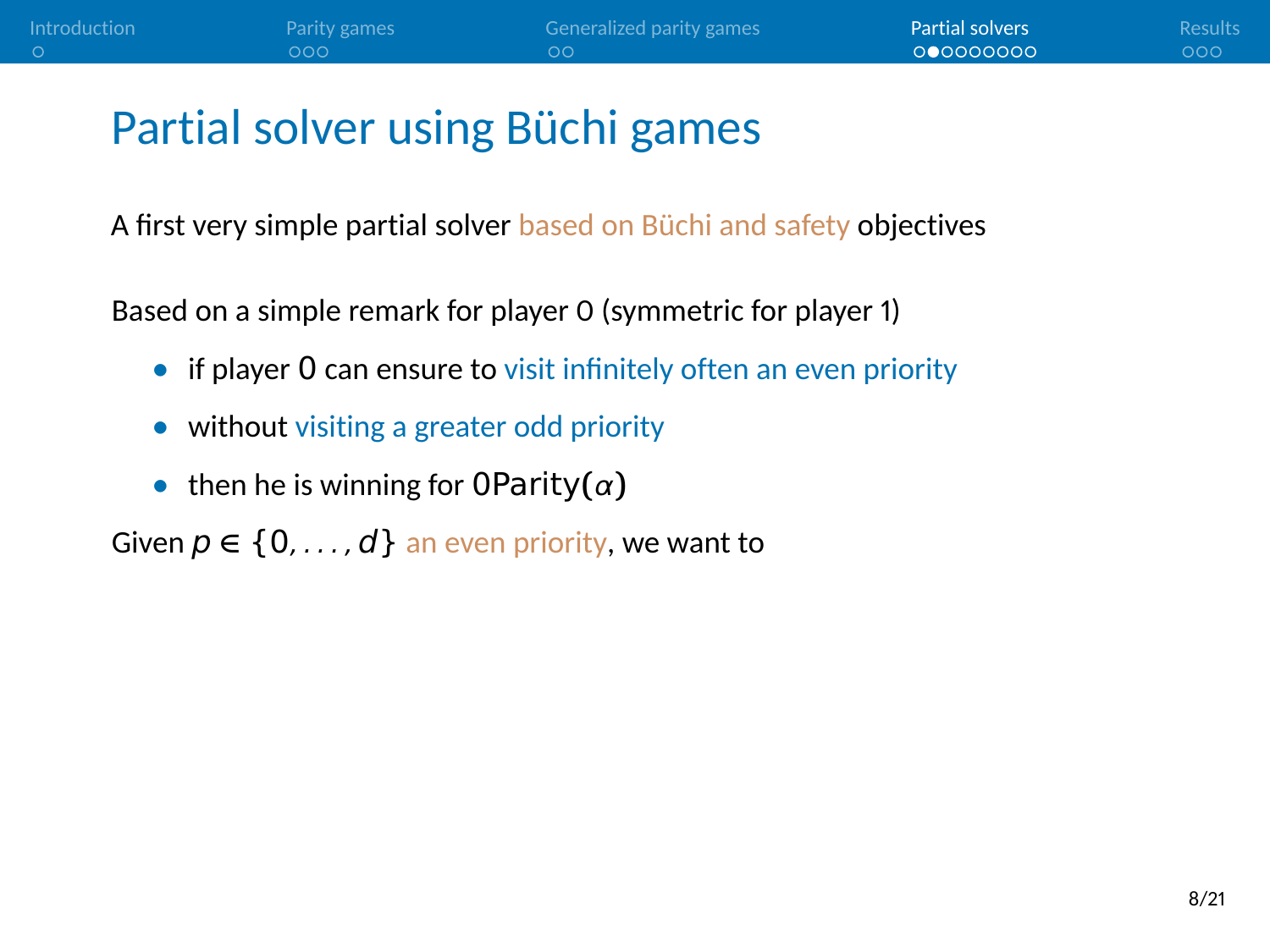# Partial solver using Büchi games

A first very simple partial solver based on Büchi and safety objectives

Based on a simple remark for player 0 (symmetric for player 1)

- if player 0 can ensure to visit infinitely often an even priority
- without visiting a greater odd priority
- then he is winning for $\mathsf{0Parity}(\alpha)$

Given $p \in \{0, \ldots, d\}$ an even priority, we want to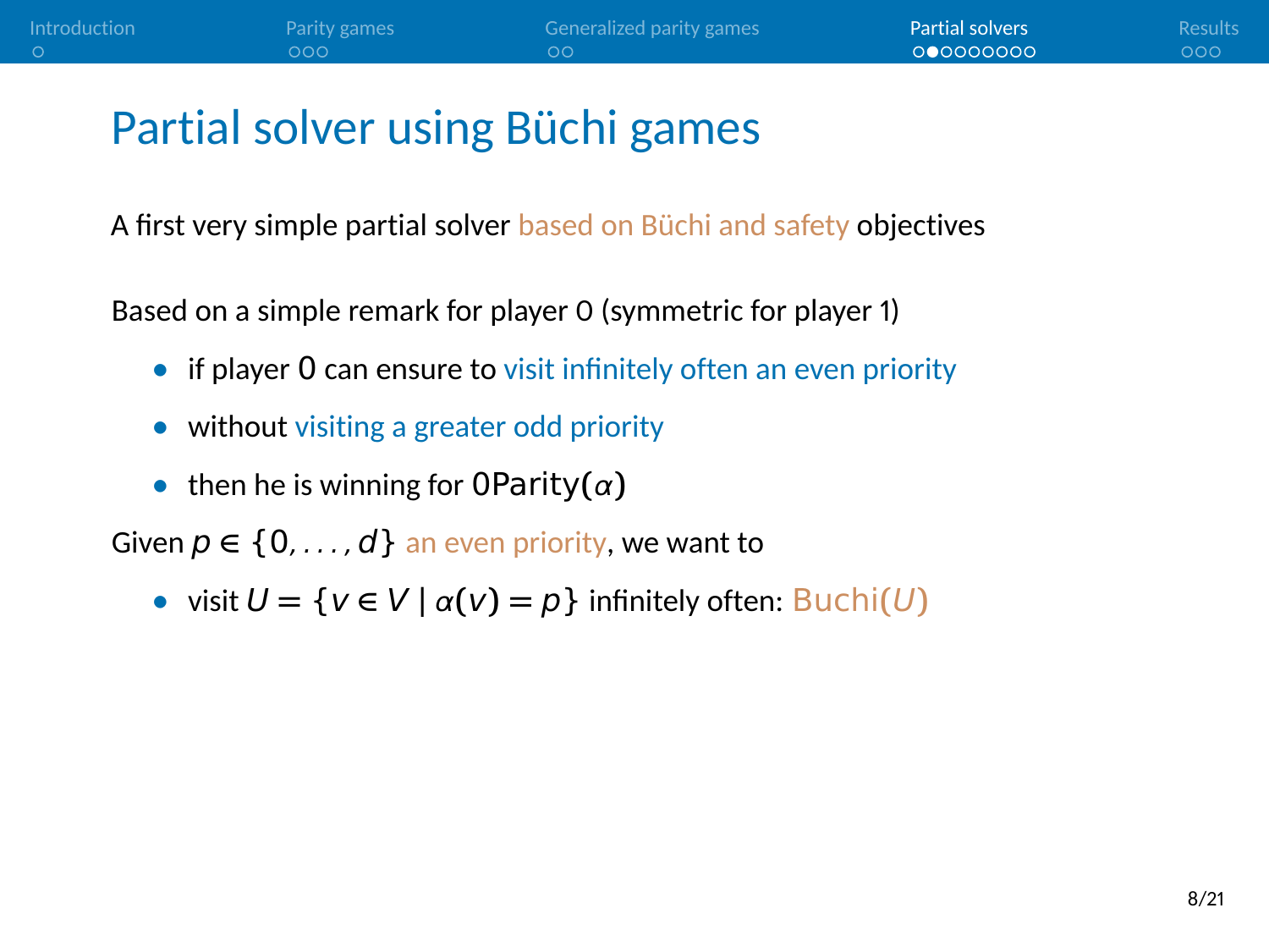# Partial solver using Büchi games

A first very simple partial solver based on Büchi and safety objectives

Based on a simple remark for player 0 (symmetric for player 1)

- if player 0 can ensure to visit infinitely often an even priority
- without visiting a greater odd priority
- then he is winning for $\text{0Parity}(\alpha)$

Given $p \in \{0, \ldots, d\}$ an even priority, we want to

- visit $U = \{v \in V \mid \alpha(v) = p\}$ infinitely often: $\text{Buchi}(U)$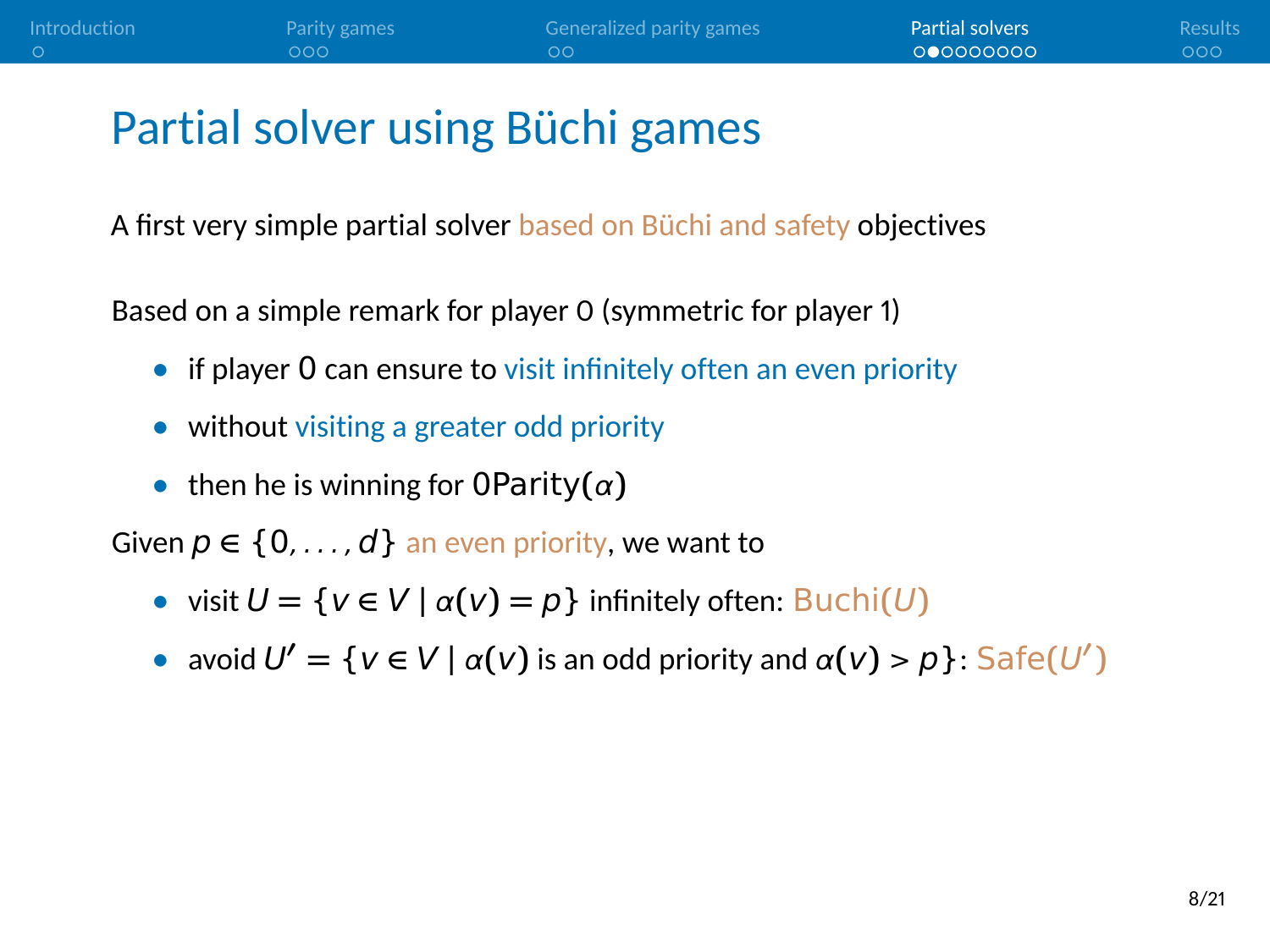# Partial solver using Büchi games

A first very simple partial solver based on Büchi and safety objectives

Based on a simple remark for player 0 (symmetric for player 1)

- if player 0 can ensure to visit infinitely often an even priority
- without visiting a greater odd priority
- then he is winning for $\mathsf{0Parity}(\alpha)$

Given $p \in \{0, \ldots, d\}$ an even priority, we want to

- visit $U = \{v \in V \mid \alpha(v) = p\}$ infinitely often: $\mathsf{Buchi}(U)$
- avoid $U' = \{v \in V \mid \alpha(v)$ is an odd priority and $\alpha(v) > p\}$: $\mathsf{Safe}(U')$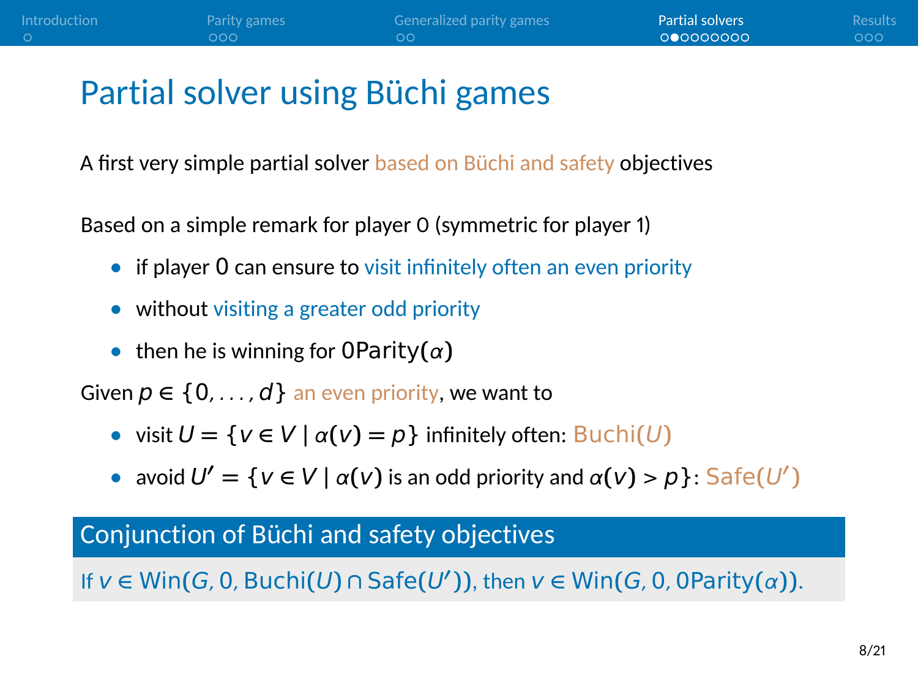# Partial solver using Büchi games

A first very simple partial solver based on Büchi and safety objectives

Based on a simple remark for player 0 (symmetric for player 1)

- if player 0 can ensure to visit infinitely often an even priority
- without visiting a greater odd priority
- then he is winning for $0\mathsf{Parity}(\alpha)$

Given $p \in \{0, \ldots, d\}$ an even priority, we want to

- visit $U = \{v \in V \mid \alpha(v) = p\}$ infinitely often: $\mathsf{Buchi}(U)$
- avoid $U' = \{v \in V \mid \alpha(v)$ is an odd priority and $\alpha(v) > p\}$: $\mathsf{Safe}(U')$

## Conjunction of Büchi and safety objectives

If $v \in \mathsf{Win}(G, 0, \mathsf{Buchi}(U) \cap \mathsf{Safe}(U'))$, then $v \in \mathsf{Win}(G, 0, 0\mathsf{Parity}(\alpha))$.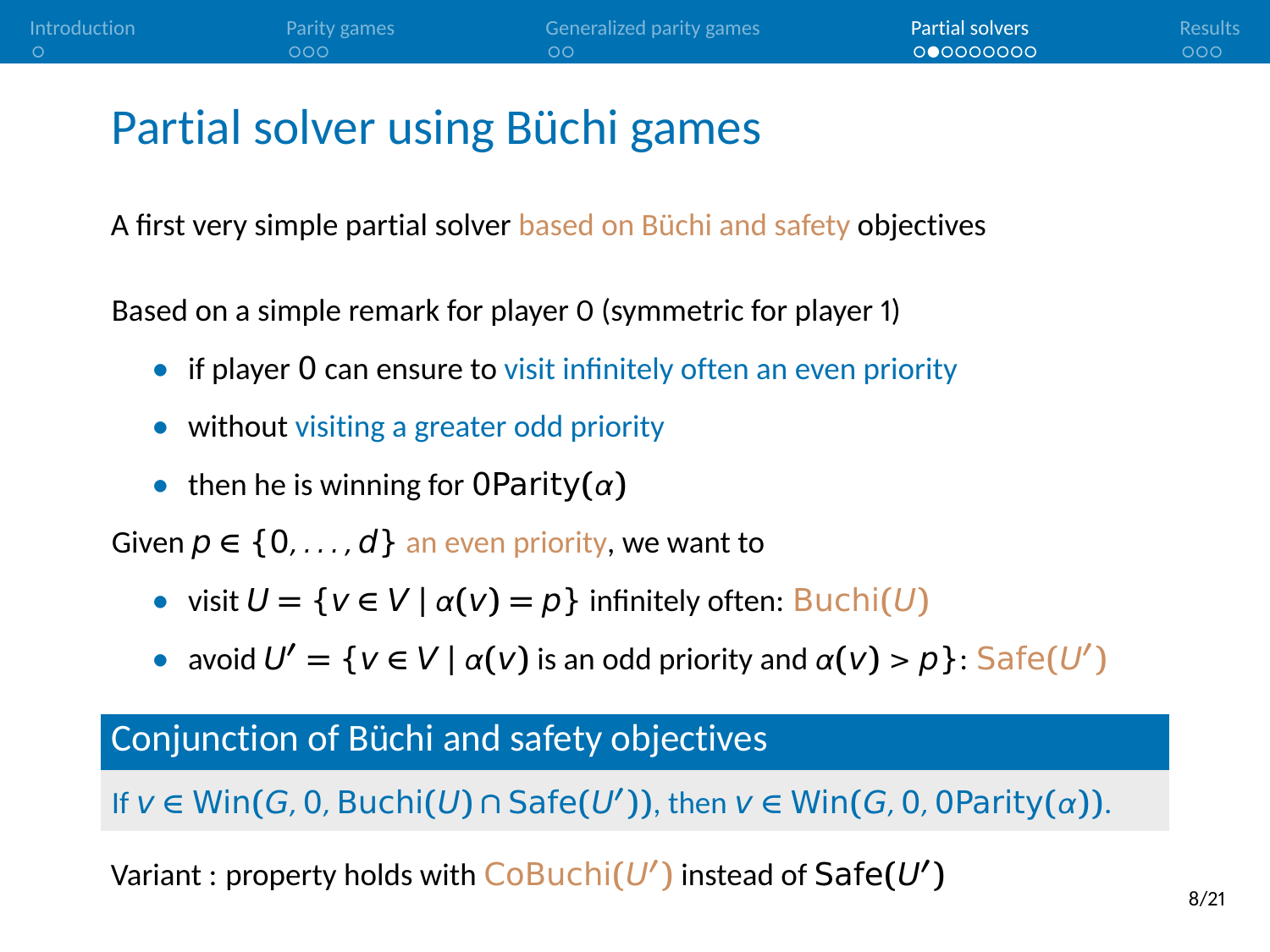# Partial solver using Büchi games

A first very simple partial solver based on Büchi and safety objectives

Based on a simple remark for player 0 (symmetric for player 1)

- if player 0 can ensure to visit infinitely often an even priority
- without visiting a greater odd priority
- then he is winning for $0\mathsf{Parity}(\alpha)$

Given $p \in \{0, \ldots, d\}$ an even priority, we want to

- visit $U = \{v \in V \mid \alpha(v) = p\}$ infinitely often: $\mathsf{Buchi}(U)$
- avoid $U' = \{v \in V \mid \alpha(v)$ is an odd priority and $\alpha(v) > p\}$: $\mathsf{Safe}(U')$

## Conjunction of Büchi and safety objectives

If $v \in \mathsf{Win}(G, 0, \mathsf{Buchi}(U) \cap \mathsf{Safe}(U'))$, then $v \in \mathsf{Win}(G, 0, 0\mathsf{Parity}(\alpha))$.

Variant : property holds with $\mathsf{CoBuchi}(U')$ instead of $\mathsf{Safe}(U')$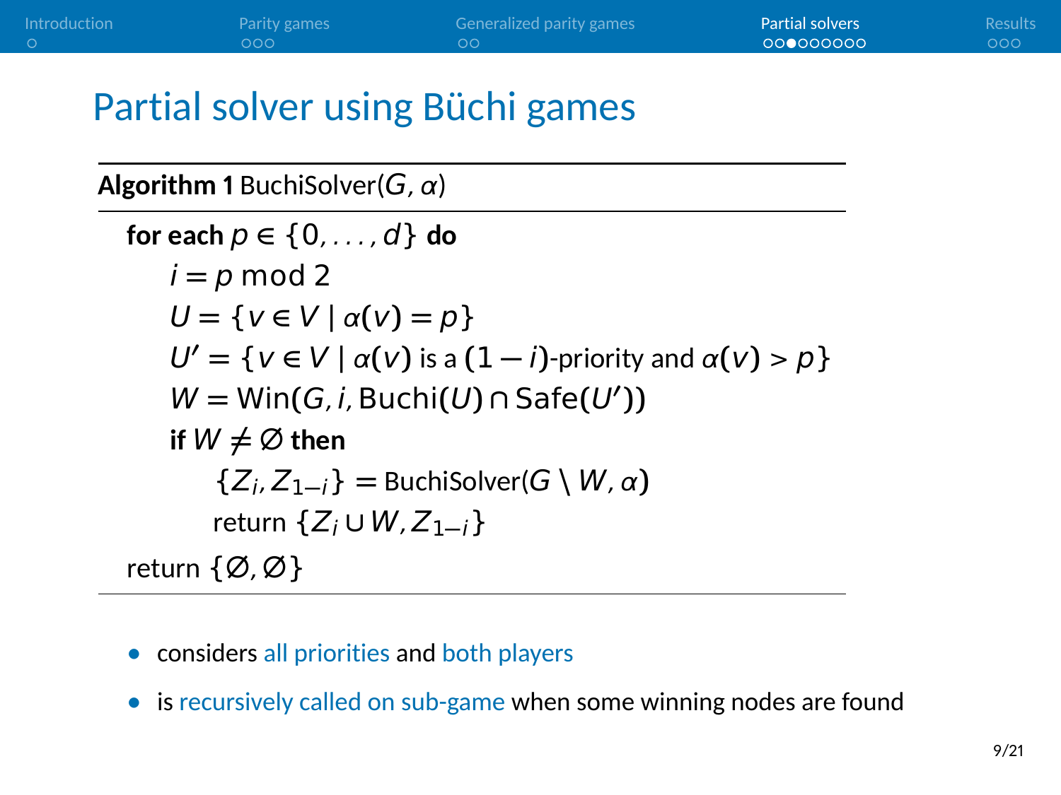# Partial solver using Büchi games

**Algorithm 1** BuchiSolver($G$, $\alpha$)

```
for each p ∈ {0, ..., d} do
    i = p mod 2
    U = {v ∈ V | α(v) = p}
    U' = {v ∈ V | α(v) is a (1 − i)-priority and α(v) > p}
    W = Win(G, i, Buchi(U) ∩ Safe(U'))
    if W ≠ ∅ then
        {Z_i, Z_{1−i}} = BuchiSolver(G \ W, α)
        return {Z_i ∪ W, Z_{1−i}}
return {∅, ∅}
```

- considers all priorities and both players
- is recursively called on sub-game when some winning nodes are found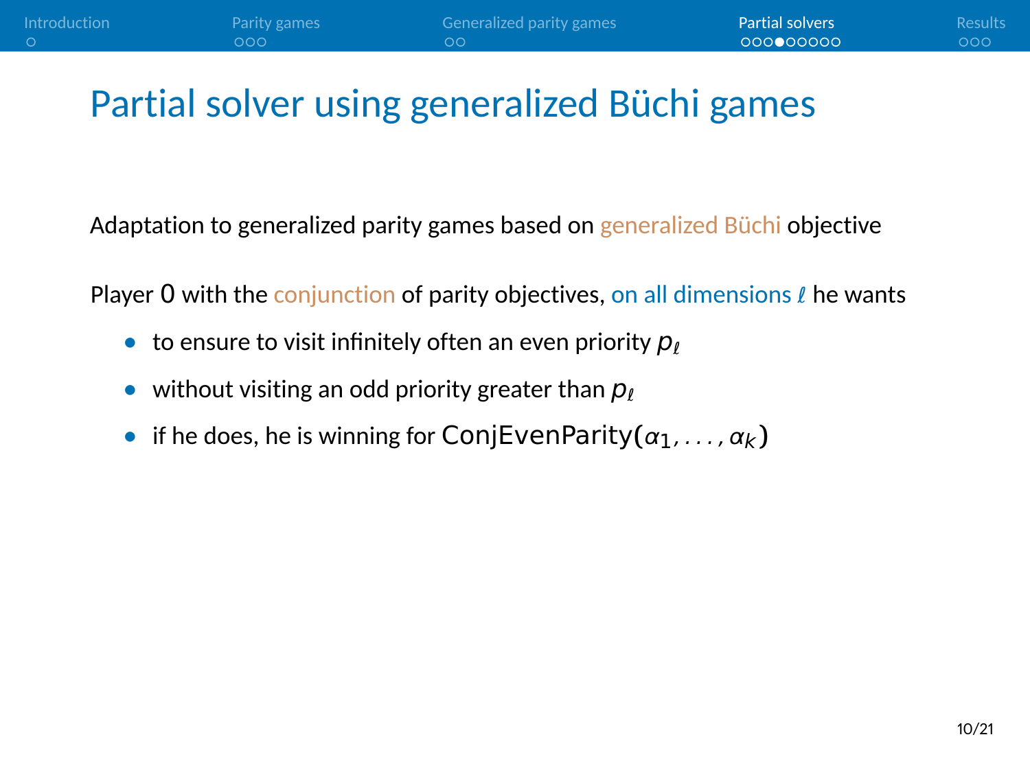# Partial solver using generalized Büchi games

Adaptation to generalized parity games based on generalized Büchi objective

Player 0 with the conjunction of parity objectives, on all dimensions $\ell$ he wants

- to ensure to visit infinitely often an even priority $p_\ell$
- without visiting an odd priority greater than $p_\ell$
- if he does, he is winning for $\mathsf{ConjEvenParity}(\alpha_1, \ldots, \alpha_k)$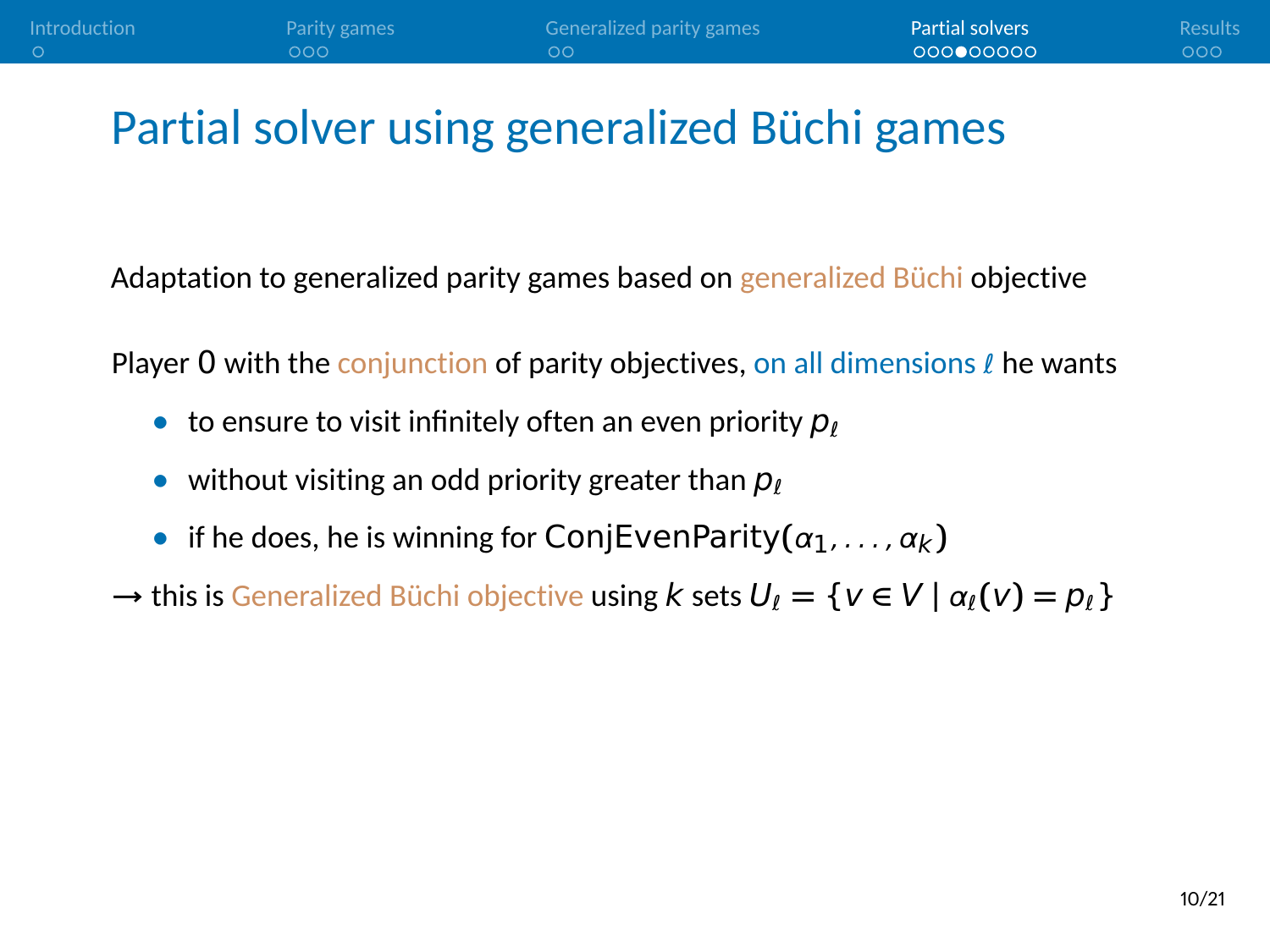# Partial solver using generalized Büchi games

Adaptation to generalized parity games based on generalized Büchi objective

Player 0 with the conjunction of parity objectives, on all dimensions $\ell$ he wants

- to ensure to visit infinitely often an even priority $p_\ell$
- without visiting an odd priority greater than $p_\ell$
- if he does, he is winning for $\mathsf{ConjEvenParity}(\alpha_1, \ldots, \alpha_k)$

→ this is Generalized Büchi objective using $k$ sets $U_\ell = \{v \in V \mid \alpha_\ell(v) = p_\ell\}$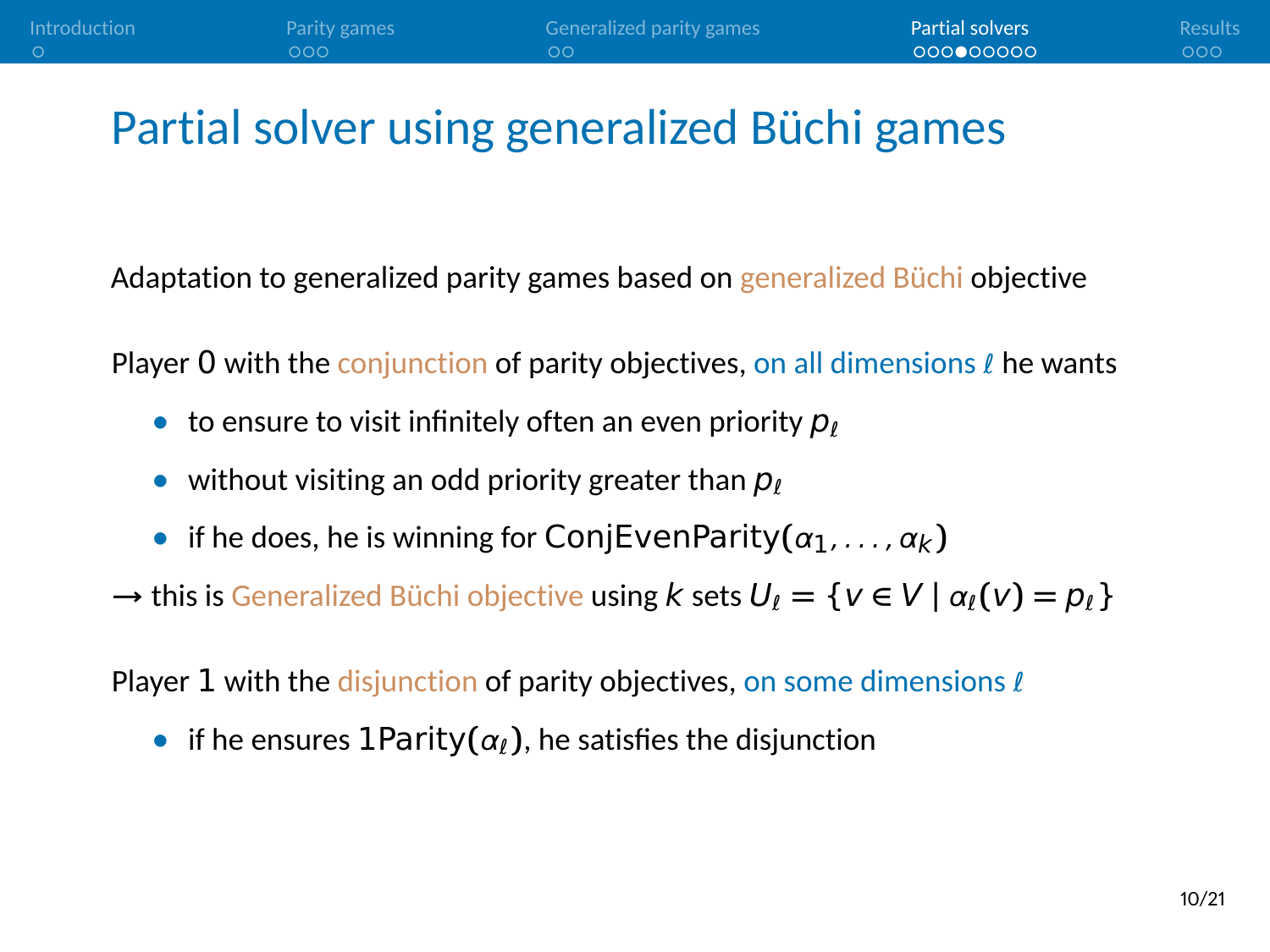# Partial solver using generalized Büchi games

Adaptation to generalized parity games based on generalized Büchi objective

Player $0$ with the conjunction of parity objectives, on all dimensions $\ell$ he wants

- to ensure to visit infinitely often an even priority $p_\ell$
- without visiting an odd priority greater than $p_\ell$
- if he does, he is winning for $\mathsf{ConjEvenParity}(\alpha_1, \ldots, \alpha_k)$

→ this is Generalized Büchi objective using $k$ sets $U_\ell = \{v \in V \mid \alpha_\ell(v) = p_\ell\}$

Player $1$ with the disjunction of parity objectives, on some dimensions $\ell$

- if he ensures $1\mathsf{Parity}(\alpha_\ell)$, he satisfies the disjunction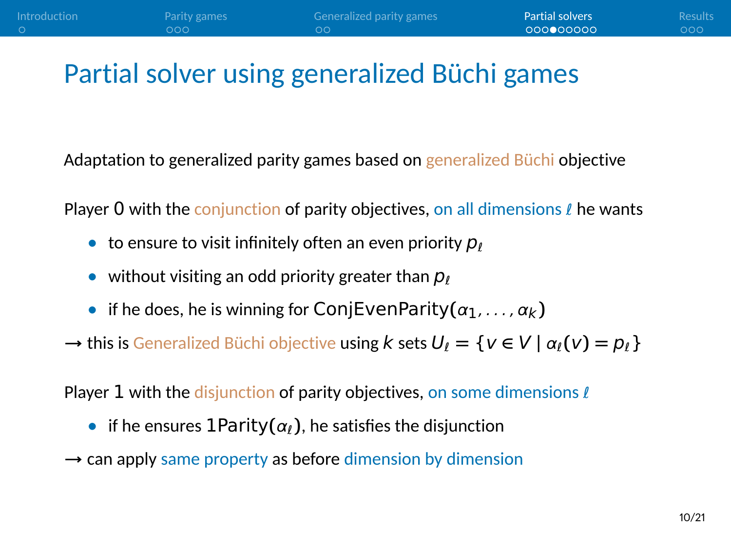# Partial solver using generalized Büchi games

Adaptation to generalized parity games based on generalized Büchi objective

Player 0 with the conjunction of parity objectives, on all dimensions $\ell$ he wants

- to ensure to visit infinitely often an even priority $p_\ell$
- without visiting an odd priority greater than $p_\ell$
- if he does, he is winning for $\mathsf{ConjEvenParity}(\alpha_1, \ldots, \alpha_k)$

→ this is Generalized Büchi objective using $k$ sets $U_\ell = \{v \in V \mid \alpha_\ell(v) = p_\ell\}$

Player 1 with the disjunction of parity objectives, on some dimensions $\ell$

- if he ensures $\mathsf{1Parity}(\alpha_\ell)$, he satisfies the disjunction

→ can apply same property as before dimension by dimension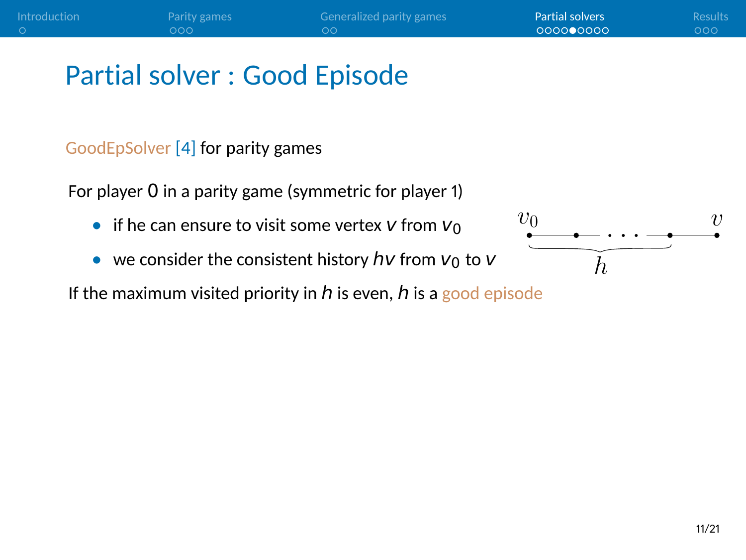# Partial solver : Good Episode

GoodEpSolver [4] for parity games

For player 0 in a parity game (symmetric for player 1)

- if he can ensure to visit some vertex $v$ from $v_0$
- we consider the consistent history $hv$ from $v_0$ to $v$

$v_0$ $v$

$h$

If the maximum visited priority in $h$ is even, $h$ is a good episode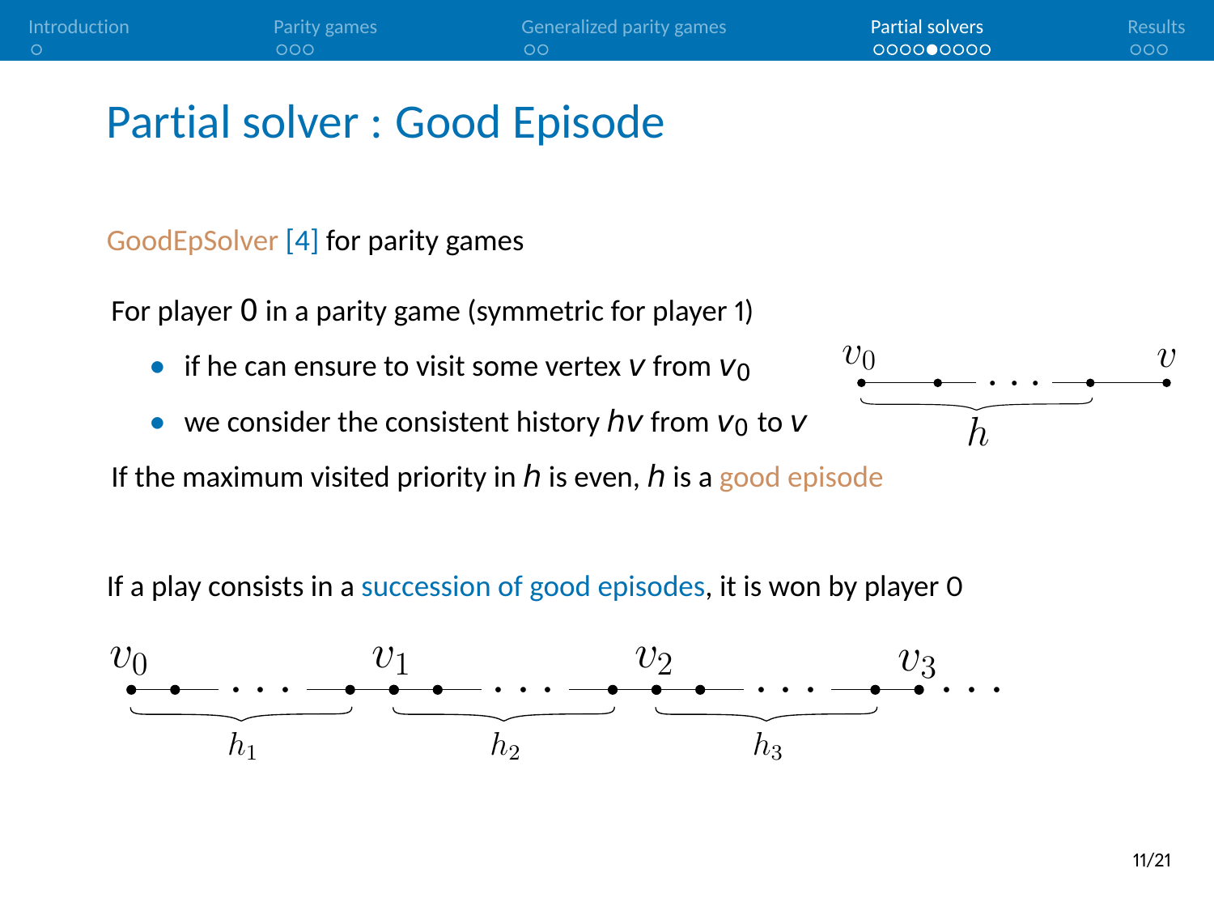# Partial solver : Good Episode

GoodEpSolver [4] for parity games

For player 0 in a parity game (symmetric for player 1)

- if he can ensure to visit some vertex $v$ from $v_0$
- we consider the consistent history $hv$ from $v_0$ to $v$

$v_0$ $v$

$h$

If the maximum visited priority in $h$ is even, $h$ is a good episode

If a play consists in a succession of good episodes, it is won by player 0

$v_0$ $v_1$ $v_2$ $v_3$

$h_1$ $h_2$ $h_3$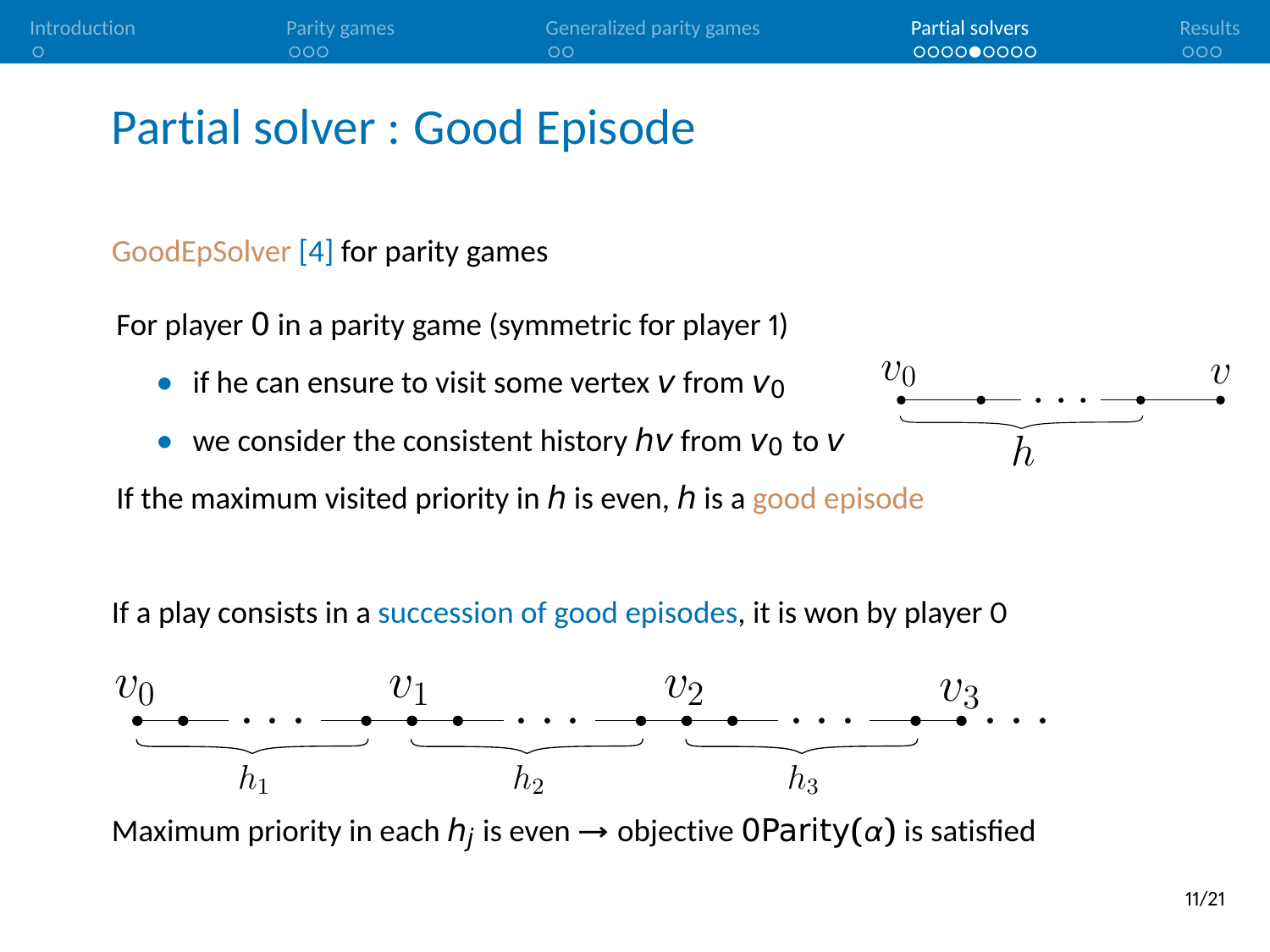# Partial solver : Good Episode

GoodEpSolver [4] for parity games

For player 0 in a parity game (symmetric for player 1)

- if he can ensure to visit some vertex $v$ from $v_0$
- we consider the consistent history $hv$ from $v_0$ to $v$

$v_0$ $v$

$h$

If the maximum visited priority in $h$ is even, $h$ is a good episode

If a play consists in a succession of good episodes, it is won by player 0

$v_0$ $v_1$ $v_2$ $v_3$

$h_1$ $h_2$ $h_3$

Maximum priority in each $h_j$ is even → objective $\mathsf{Parity}(\alpha)$ is satisfied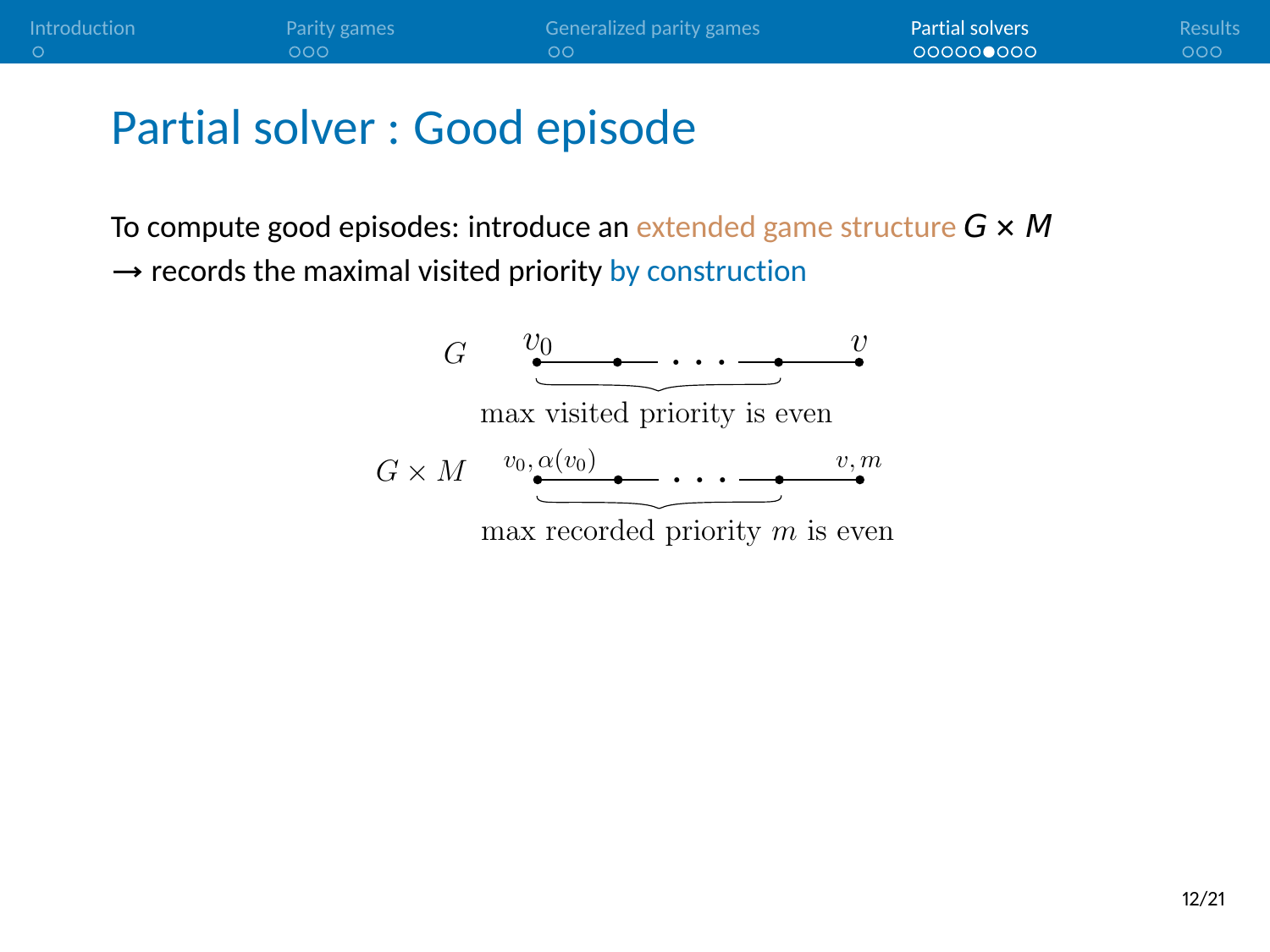# Partial solver : Good episode

To compute good episodes: introduce an extended game structure $G \times M$
→ records the maximal visited priority by construction

$G$ $v_0$ ... $v$

max visited priority is even

$G \times M$ $v_0, \alpha(v_0)$ ... $v, m$

max recorded priority $m$ is even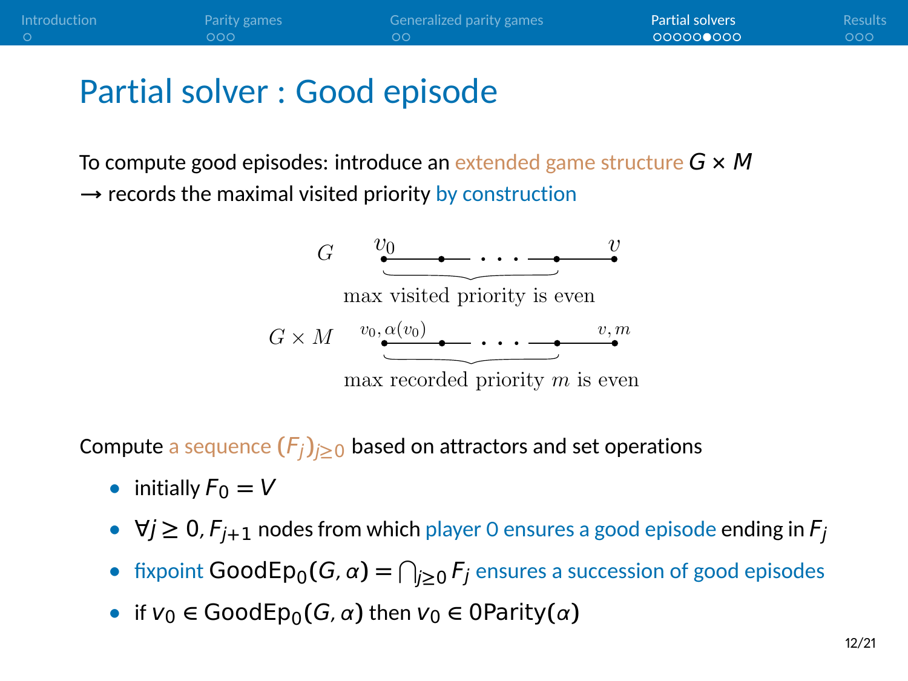# Partial solver : Good episode

To compute good episodes: introduce an extended game structure $G \times M$
→ records the maximal visited priority by construction

$G$ $v_0$ . . . $v$

max visited priority is even

$G \times M$ $v_0, \alpha(v_0)$ . . . $v, m$

max recorded priority $m$ is even

Compute a sequence $(F_j)_{j \geq 0}$ based on attractors and set operations

- initially $F_0 = V$
- $\forall j \geq 0$, $F_{j+1}$ nodes from which player 0 ensures a good episode ending in $F_j$
- fixpoint $\text{GoodEp}_0(G, \alpha) = \bigcap_{j \geq 0} F_j$ ensures a succession of good episodes
- if $v_0 \in \text{GoodEp}_0(G, \alpha)$ then $v_0 \in 0\text{Parity}(\alpha)$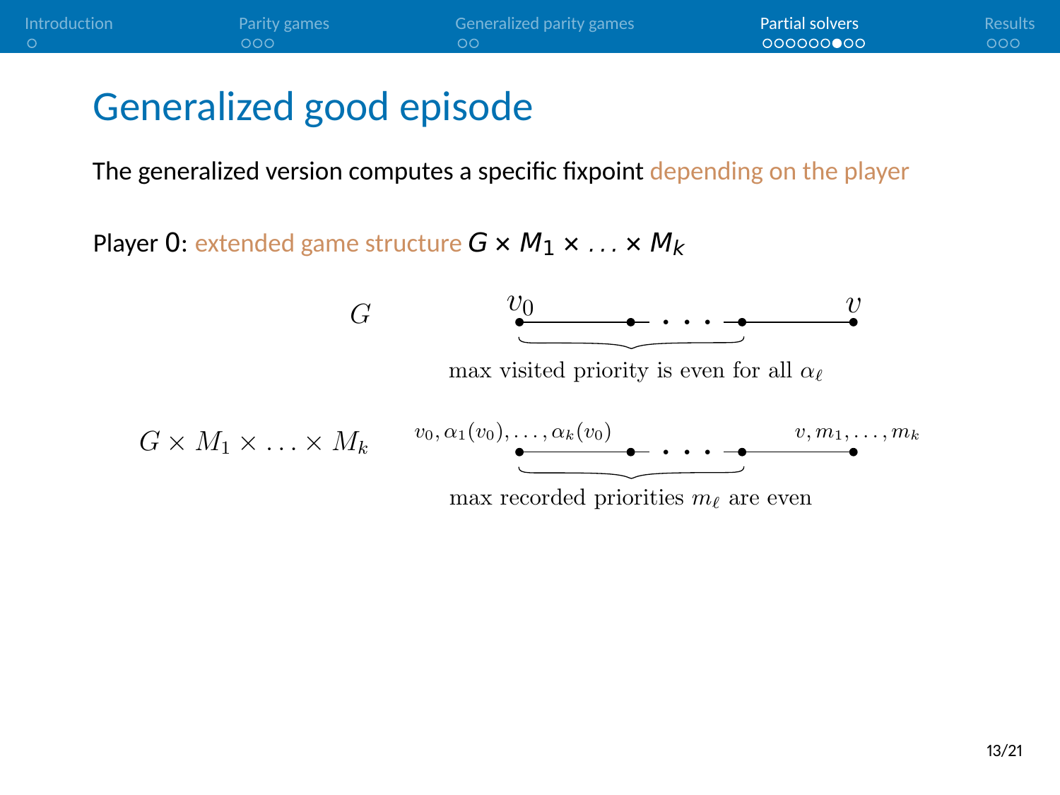## Generalized good episode

The generalized version computes a specific fixpoint depending on the player

Player 0: extended game structure $G \times M_1 \times \ldots \times M_k$

$G$

$v_0$ $v$

max visited priority is even for all $\alpha_\ell$

$G \times M_1 \times \ldots \times M_k$

$v_0, \alpha_1(v_0), \ldots, \alpha_k(v_0)$ $v, m_1, \ldots, m_k$

max recorded priorities $m_\ell$ are even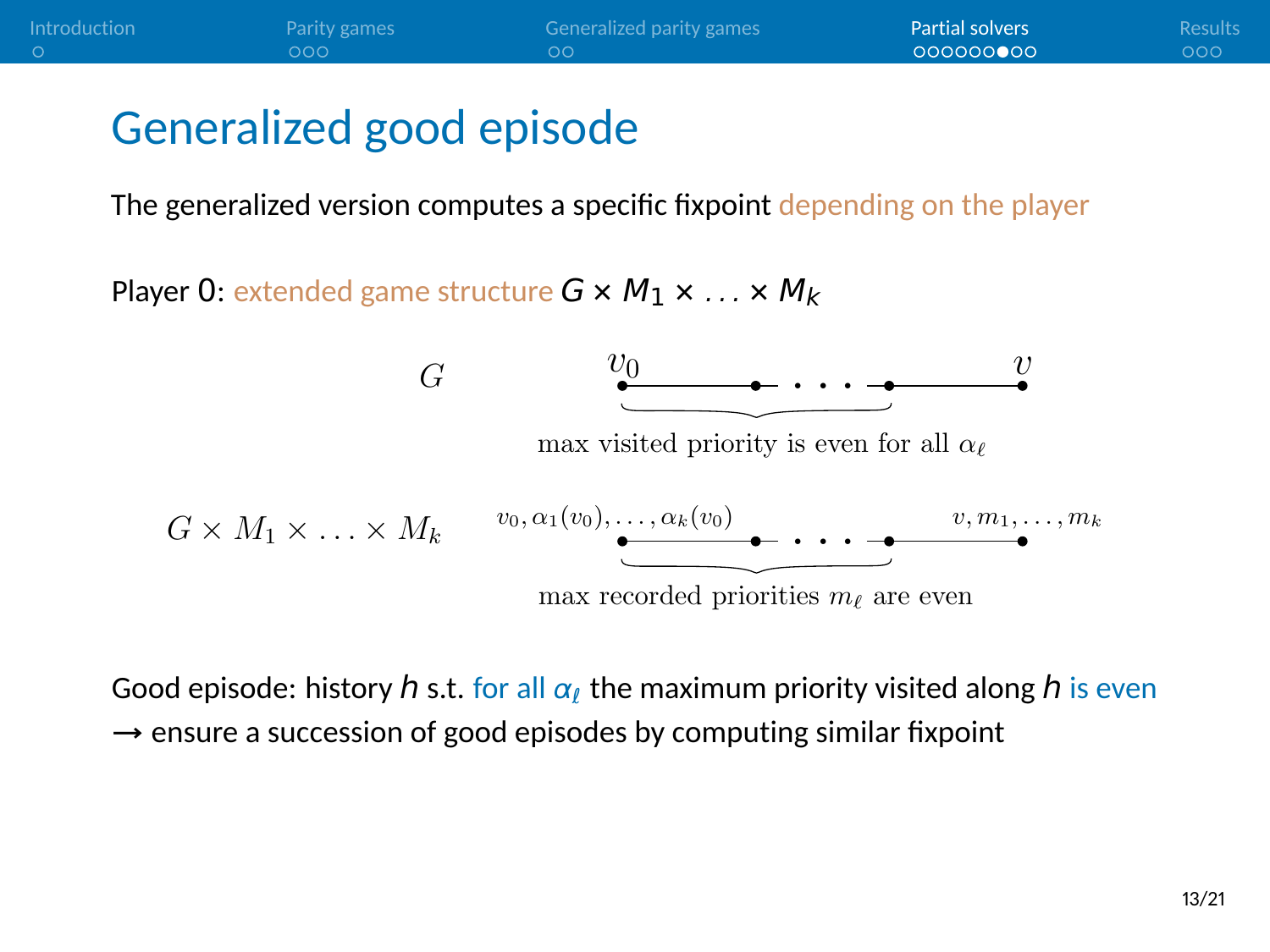# Generalized good episode

The generalized version computes a specific fixpoint depending on the player

Player 0: extended game structure $G \times M_1 \times \ldots \times M_k$

$G$

$v_0$ $v$

max visited priority is even for all $\alpha_\ell$

$G \times M_1 \times \ldots \times M_k$

$v_0, \alpha_1(v_0), \ldots, \alpha_k(v_0)$ $v, m_1, \ldots, m_k$

max recorded priorities $m_\ell$ are even

Good episode: history $h$ s.t. for all $\alpha_\ell$ the maximum priority visited along $h$ is even
→ ensure a succession of good episodes by computing similar fixpoint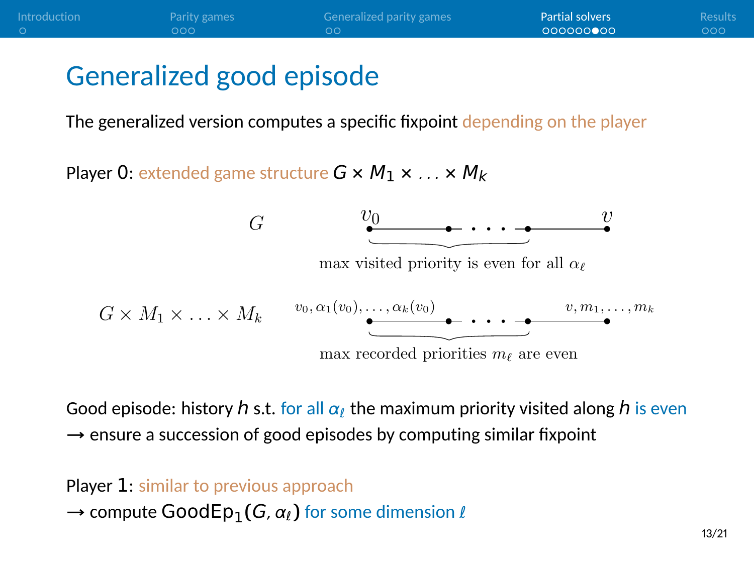# Generalized good episode

The generalized version computes a specific fixpoint depending on the player

Player 0: extended game structure $G \times M_1 \times \ldots \times M_k$

$G$

$v_0$ $v$

max visited priority is even for all $\alpha_\ell$

$G \times M_1 \times \ldots \times M_k$

$v_0, \alpha_1(v_0), \ldots, \alpha_k(v_0)$ $v, m_1, \ldots, m_k$

max recorded priorities $m_\ell$ are even

Good episode: history $h$ s.t. for all $\alpha_\ell$ the maximum priority visited along $h$ is even
→ ensure a succession of good episodes by computing similar fixpoint

Player 1: similar to previous approach
→ compute $\mathsf{GoodEp}_1(G, \alpha_\ell)$ for some dimension $\ell$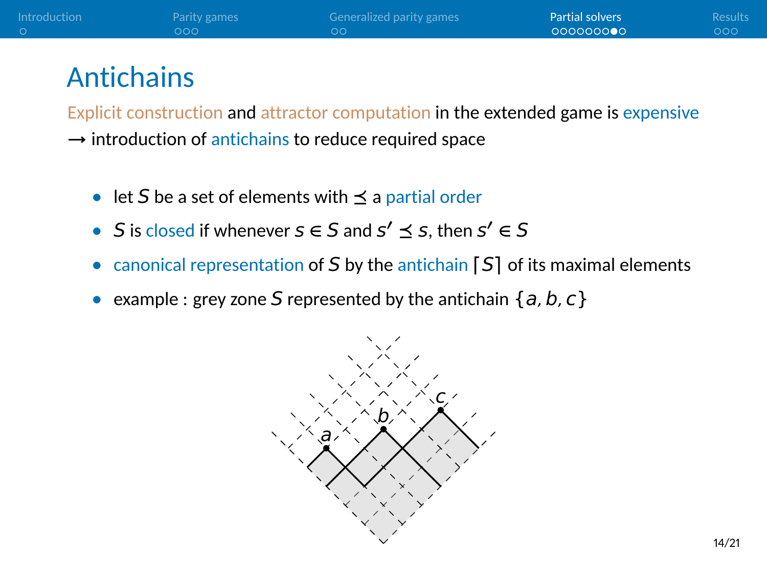# Antichains

Explicit construction and attractor computation in the extended game is expensive
→ introduction of antichains to reduce required space

- let $S$ be a set of elements with $\preceq$ a partial order
- $S$ is closed if whenever $s \in S$ and $s' \preceq s$, then $s' \in S$
- canonical representation of $S$ by the antichain $\lceil S \rceil$ of its maximal elements
- example : grey zone $S$ represented by the antichain $\{a, b, c\}$

a

b

c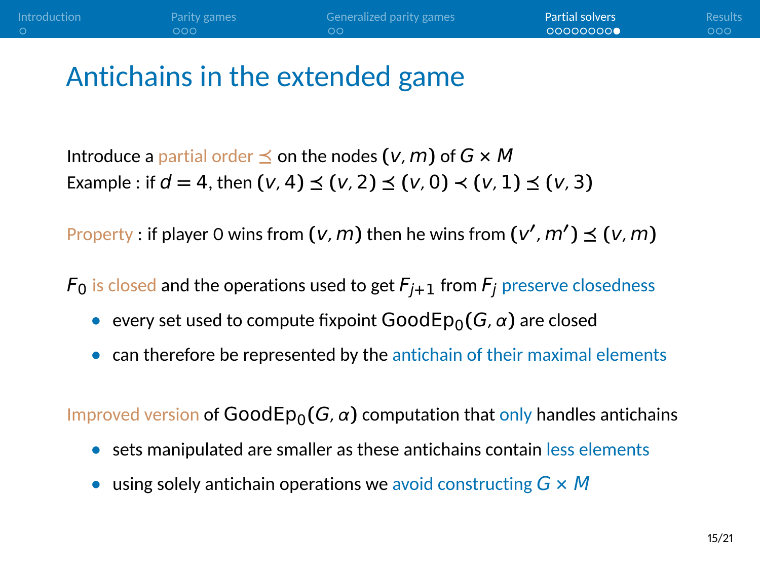# Antichains in the extended game

Introduce a partial order $\preceq$ on the nodes $(v, m)$ of $G \times M$
Example : if $d = 4$, then $(v, 4) \preceq (v, 2) \preceq (v, 0) \prec (v, 1) \preceq (v, 3)$

Property : if player 0 wins from $(v, m)$ then he wins from $(v', m') \preceq (v, m)$

$F_0$ is closed and the operations used to get $F_{j+1}$ from $F_j$ preserve closedness

- every set used to compute fixpoint $\text{GoodEp}_0(G, \alpha)$ are closed
- can therefore be represented by the antichain of their maximal elements

Improved version of $\text{GoodEp}_0(G, \alpha)$ computation that only handles antichains

- sets manipulated are smaller as these antichains contain less elements
- using solely antichain operations we avoid constructing $G \times M$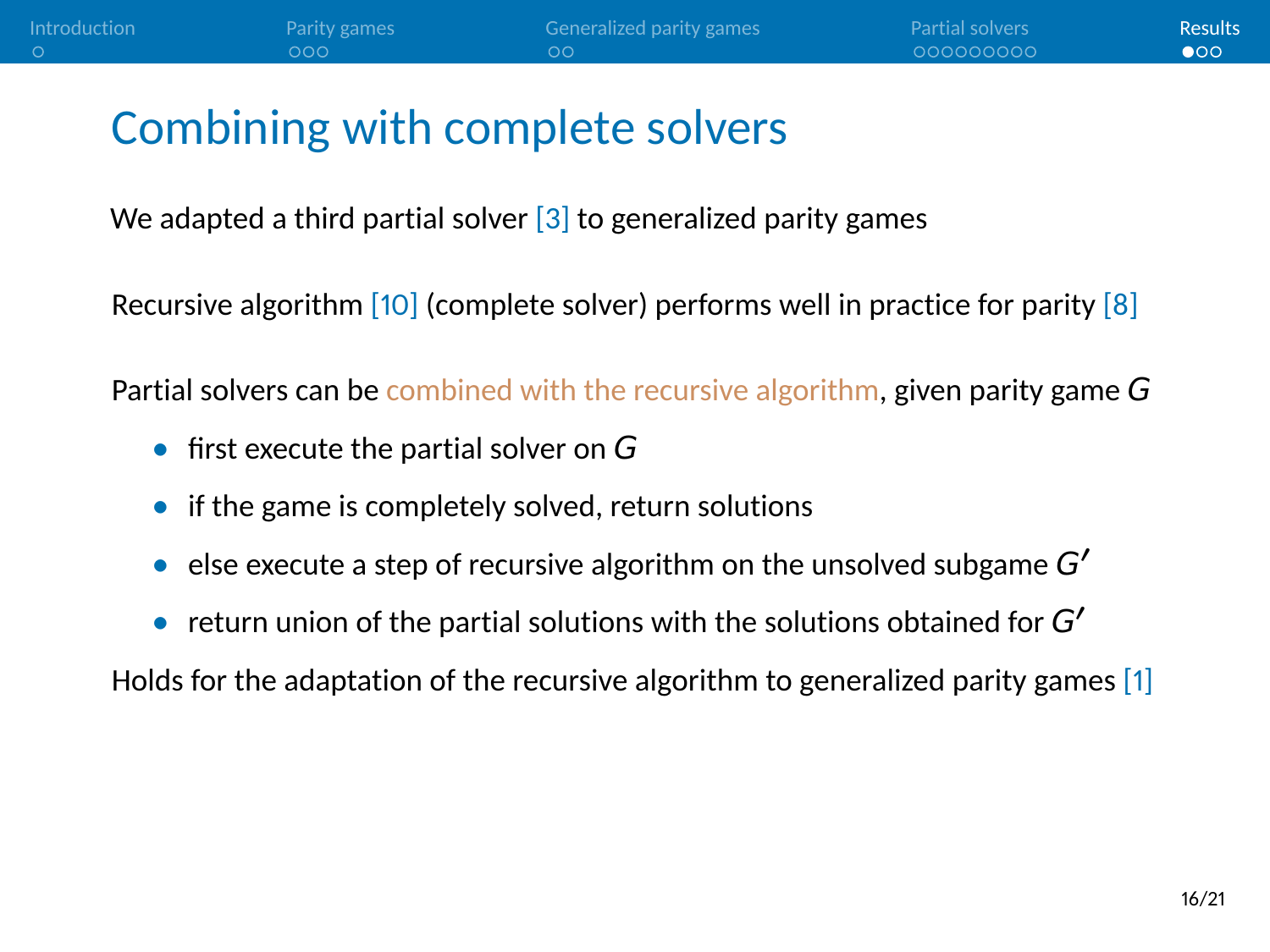# Combining with complete solvers

We adapted a third partial solver [3] to generalized parity games

Recursive algorithm [10] (complete solver) performs well in practice for parity [8]

Partial solvers can be combined with the recursive algorithm, given parity game $G$

- first execute the partial solver on $G$
- if the game is completely solved, return solutions
- else execute a step of recursive algorithm on the unsolved subgame $G'$
- return union of the partial solutions with the solutions obtained for $G'$

Holds for the adaptation of the recursive algorithm to generalized parity games [1]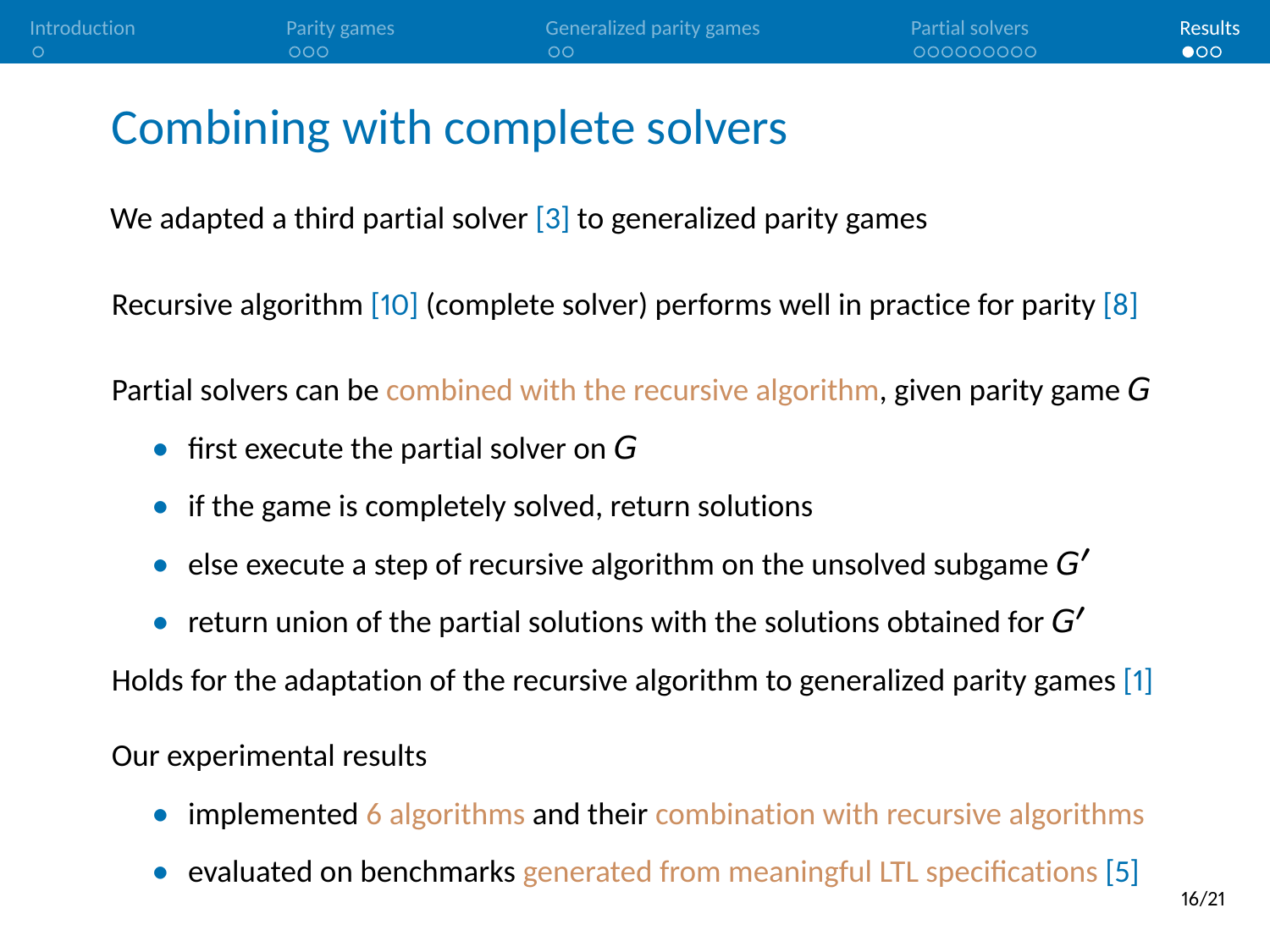# Combining with complete solvers

We adapted a third partial solver [3] to generalized parity games

Recursive algorithm [10] (complete solver) performs well in practice for parity [8]

Partial solvers can be combined with the recursive algorithm, given parity game $G$

- first execute the partial solver on $G$
- if the game is completely solved, return solutions
- else execute a step of recursive algorithm on the unsolved subgame $G'$
- return union of the partial solutions with the solutions obtained for $G'$

Holds for the adaptation of the recursive algorithm to generalized parity games [1]

Our experimental results

- implemented 6 algorithms and their combination with recursive algorithms
- evaluated on benchmarks generated from meaningful LTL specifications [5]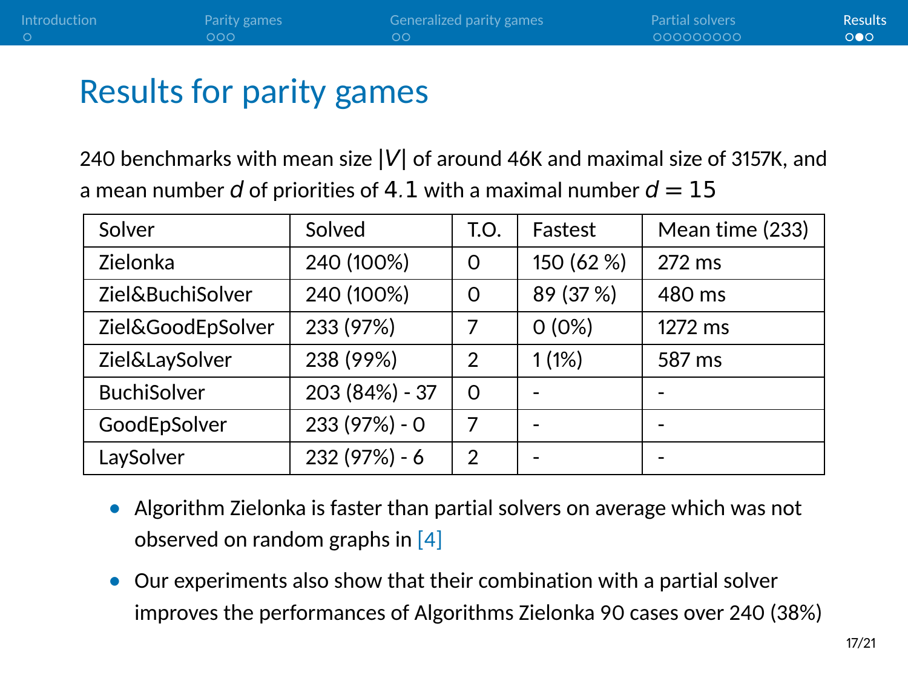# Results for parity games

240 benchmarks with mean size $|V|$ of around 46K and maximal size of 3157K, and a mean number $d$ of priorities of $4.1$ with a maximal number $d = 15$

| Solver | Solved | T.O. | Fastest | Mean time (233) |
|---|---|---|---|---|
| Zielonka | 240 (100%) | 0 | 150 (62 %) | 272 ms |
| Ziel&BuchiSolver | 240 (100%) | 0 | 89 (37 %) | 480 ms |
| Ziel&GoodEpSolver | 233 (97%) | 7 | 0 (0%) | 1272 ms |
| Ziel&LaySolver | 238 (99%) | 2 | 1 (1%) | 587 ms |
| BuchiSolver | 203 (84%) - 37 | 0 | - | - |
| GoodEpSolver | 233 (97%) - 0 | 7 | - | - |
| LaySolver | 232 (97%) - 6 | 2 | - | - |

- Algorithm Zielonka is faster than partial solvers on average which was not observed on random graphs in [4]
- Our experiments also show that their combination with a partial solver improves the performances of Algorithms Zielonka 90 cases over 240 (38%)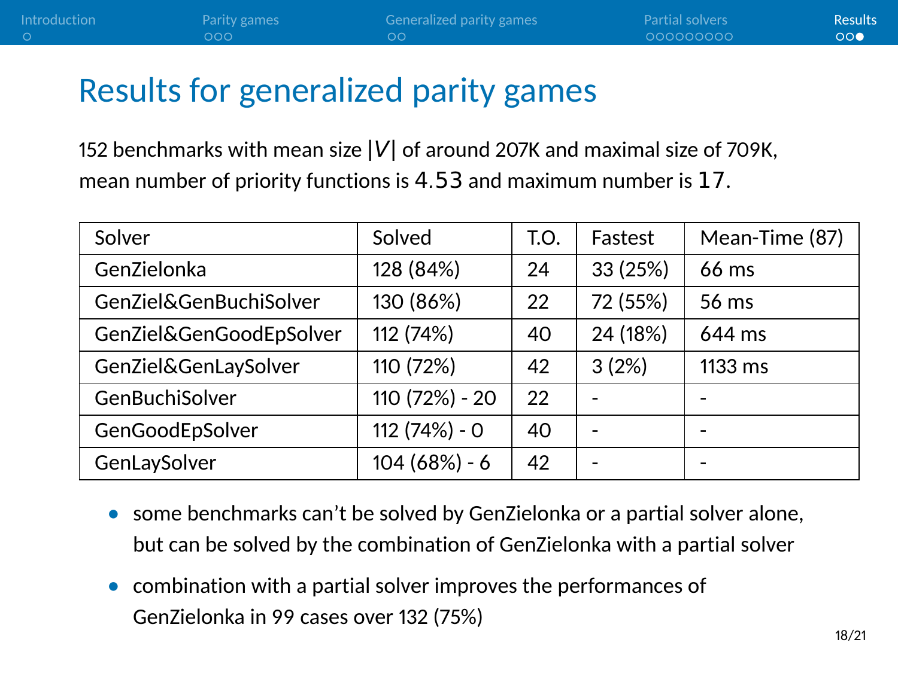# Results for generalized parity games

152 benchmarks with mean size $|V|$ of around 207K and maximal size of 709K, mean number of priority functions is $4.53$ and maximum number is $17$.

| Solver | Solved | T.O. | Fastest | Mean-Time (87) |
|---|---|---|---|---|
| GenZielonka | 128 (84%) | 24 | 33 (25%) | 66 ms |
| GenZiel&GenBuchiSolver | 130 (86%) | 22 | 72 (55%) | 56 ms |
| GenZiel&GenGoodEpSolver | 112 (74%) | 40 | 24 (18%) | 644 ms |
| GenZiel&GenLaySolver | 110 (72%) | 42 | 3 (2%) | 1133 ms |
| GenBuchiSolver | 110 (72%) - 20 | 22 | - | - |
| GenGoodEpSolver | 112 (74%) - 0 | 40 | - | - |
| GenLaySolver | 104 (68%) - 6 | 42 | - | - |

- some benchmarks can't be solved by GenZielonka or a partial solver alone, but can be solved by the combination of GenZielonka with a partial solver
- combination with a partial solver improves the performances of GenZielonka in 99 cases over 132 (75%)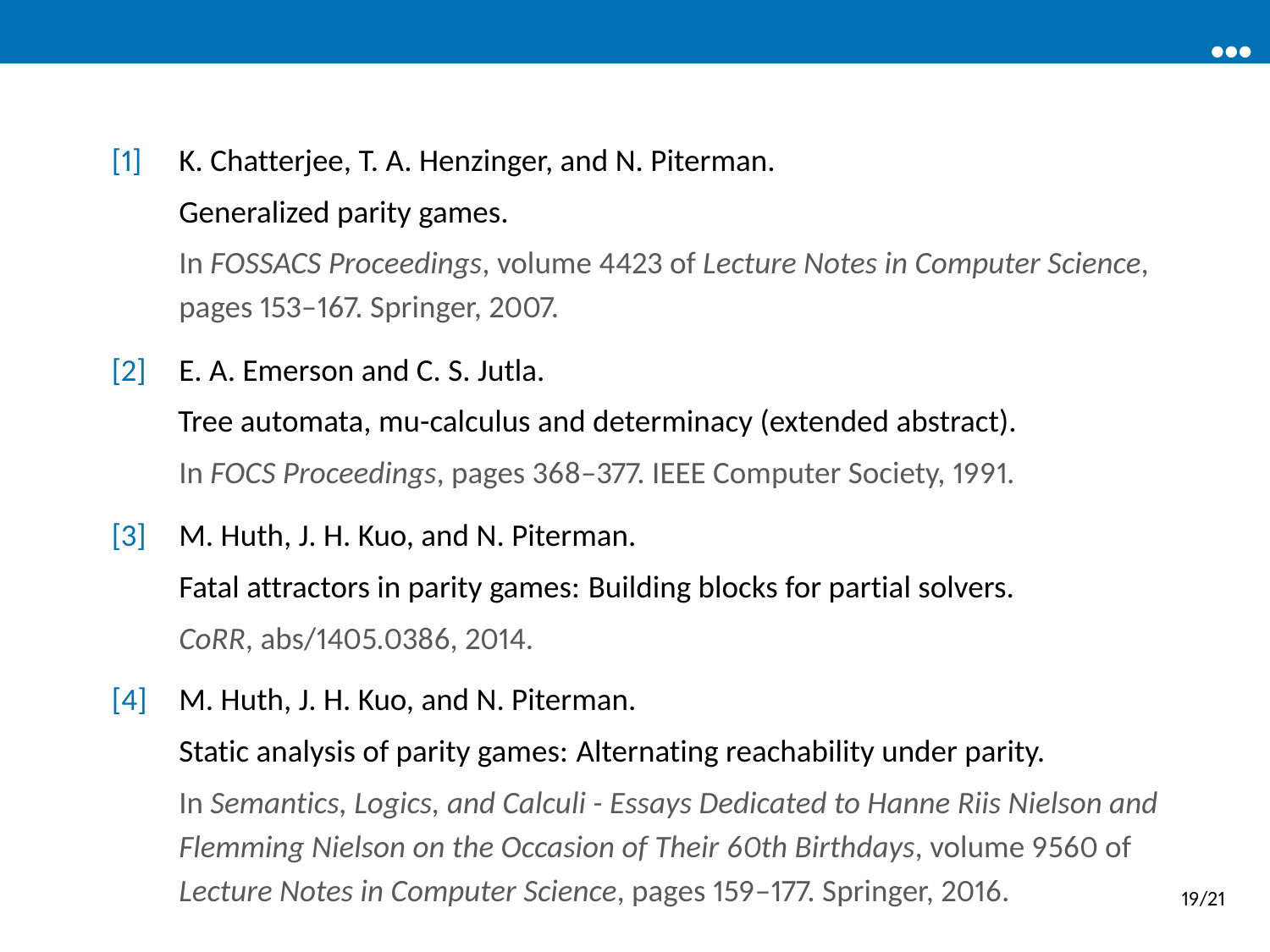[1] K. Chatterjee, T. A. Henzinger, and N. Piterman.
Generalized parity games.
In *FOSSACS Proceedings*, volume 4423 of *Lecture Notes in Computer Science*, pages 153–167. Springer, 2007.

[2] E. A. Emerson and C. S. Jutla.
Tree automata, mu-calculus and determinacy (extended abstract).
In *FOCS Proceedings*, pages 368–377. IEEE Computer Society, 1991.

[3] M. Huth, J. H. Kuo, and N. Piterman.
Fatal attractors in parity games: Building blocks for partial solvers.
*CoRR*, abs/1405.0386, 2014.

[4] M. Huth, J. H. Kuo, and N. Piterman.
Static analysis of parity games: Alternating reachability under parity.
In *Semantics, Logics, and Calculi - Essays Dedicated to Hanne Riis Nielson and Flemming Nielson on the Occasion of Their 60th Birthdays*, volume 9560 of *Lecture Notes in Computer Science*, pages 159–177. Springer, 2016.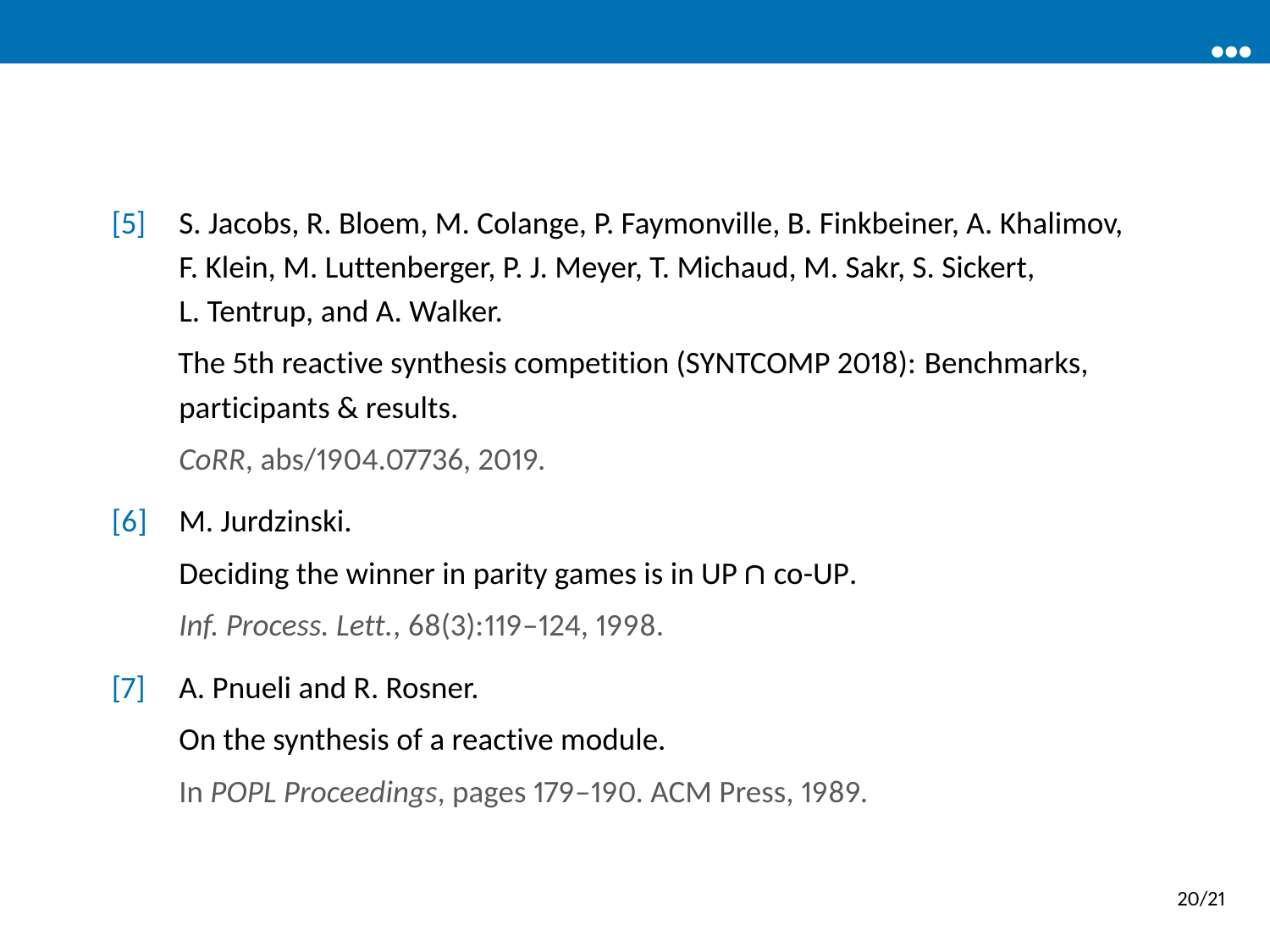[5] S. Jacobs, R. Bloem, M. Colange, P. Faymonville, B. Finkbeiner, A. Khalimov, F. Klein, M. Luttenberger, P. J. Meyer, T. Michaud, M. Sakr, S. Sickert, L. Tentrup, and A. Walker.
The 5th reactive synthesis competition (SYNTCOMP 2018): Benchmarks, participants & results.
*CoRR*, abs/1904.07736, 2019.

[6] M. Jurdzinski.
Deciding the winner in parity games is in UP ∩ co-UP.
*Inf. Process. Lett.*, 68(3):119–124, 1998.

[7] A. Pnueli and R. Rosner.
On the synthesis of a reactive module.
In *POPL Proceedings*, pages 179–190. ACM Press, 1989.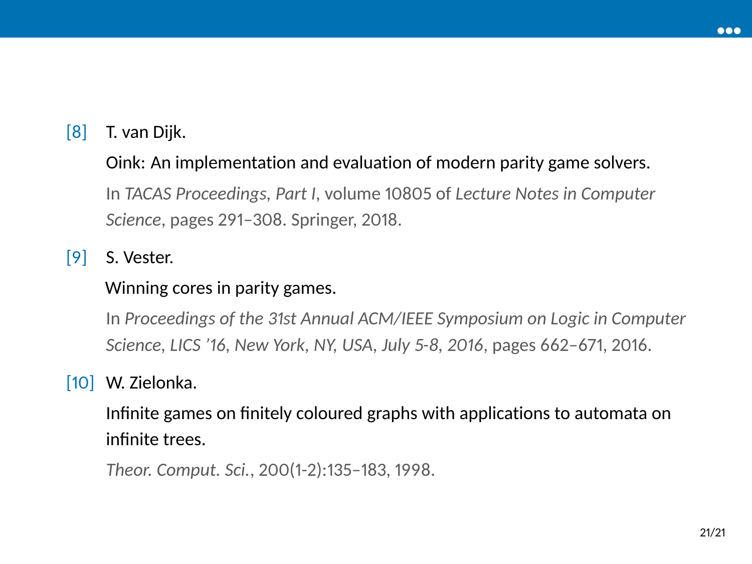[8] T. van Dijk.

Oink: An implementation and evaluation of modern parity game solvers.

In *TACAS Proceedings, Part I*, volume 10805 of *Lecture Notes in Computer Science*, pages 291–308. Springer, 2018.

[9] S. Vester.

Winning cores in parity games.

In *Proceedings of the 31st Annual ACM/IEEE Symposium on Logic in Computer Science, LICS '16, New York, NY, USA, July 5-8, 2016*, pages 662–671, 2016.

[10] W. Zielonka.

Infinite games on finitely coloured graphs with applications to automata on infinite trees.

*Theor. Comput. Sci.*, 200(1-2):135–183, 1998.